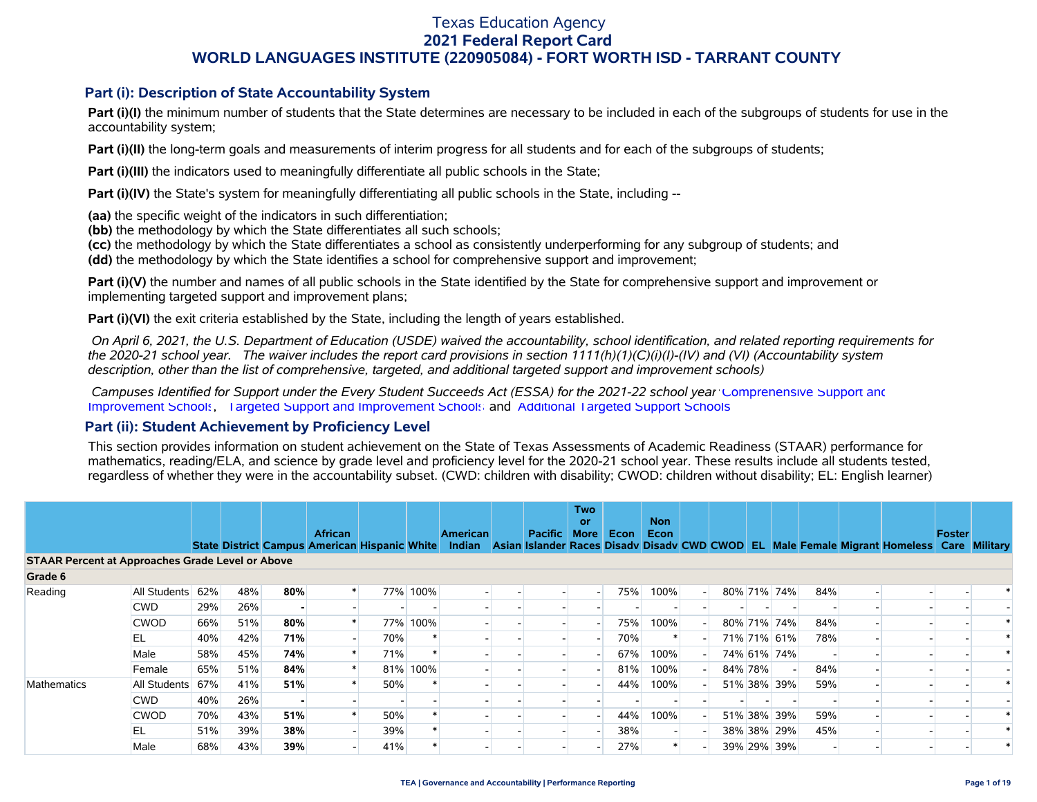# Texas Education Agency
## 2021 Federal Report Card
## WORLD LANGUAGES INSTITUTE (220905084) - FORT WORTH ISD - TARRANT COUNTY

### Part (i): Description of State Accountability System

**Part (i)(I)** the minimum number of students that the State determines are necessary to be included in each of the subgroups of students for use in the accountability system;

**Part (i)(II)** the long-term goals and measurements of interim progress for all students and for each of the subgroups of students;

**Part (i)(III)** the indicators used to meaningfully differentiate all public schools in the State;

**Part (i)(IV)** the State's system for meaningfully differentiating all public schools in the State, including --

**(aa)** the specific weight of the indicators in such differentiation;
**(bb)** the methodology by which the State differentiates all such schools;
**(cc)** the methodology by which the State differentiates a school as consistently underperforming for any subgroup of students; and
**(dd)** the methodology by which the State identifies a school for comprehensive support and improvement;

**Part (i)(V)** the number and names of all public schools in the State identified by the State for comprehensive support and improvement or implementing targeted support and improvement plans;

**Part (i)(VI)** the exit criteria established by the State, including the length of years established.

*On April 6, 2021, the U.S. Department of Education (USDE) waived the accountability, school identification, and related reporting requirements for the 2020-21 school year. The waiver includes the report card provisions in section 1111(h)(1)(C)(i)(I)-(IV) and (VI) (Accountability system description, other than the list of comprehensive, targeted, and additional targeted support and improvement schools)*

*Campuses Identified for Support under the Every Student Succeeds Act (ESSA) for the 2021-22 school year:* Comprehensive Support and Improvement Schools, Targeted Support and Improvement Schools and Additional Targeted Support Schools

### Part (ii): Student Achievement by Proficiency Level

This section provides information on student achievement on the State of Texas Assessments of Academic Readiness (STAAR) performance for mathematics, reading/ELA, and science by grade level and proficiency level for the 2020-21 school year. These results include all students tested, regardless of whether they were in the accountability subset. (CWD: children with disability; CWOD: children without disability; EL: English learner)

| | | State | District | Campus | African American | Hispanic | White | American Indian | Asian | Pacific Islander | Two or More Races | Econ Disadv | Non Econ Disadv | CWD | CWOD | EL | Male | Female | Migrant | Homeless | Foster Care | Military |
|---|---|---|---|---|---|---|---|---|---|---|---|---|---|---|---|---|---|---|---|---|---|---|
| **STAAR Percent at Approaches Grade Level or Above** | | | | | | | | | | | | | | | | | | | | | | |
| **Grade 6** | | | | | | | | | | | | | | | | | | | | | | |
| Reading | All Students | 62% | 48% | **80%** | * | 77% | 100% | - | - | - | - | 75% | 100% | - | 80% | 71% | 74% | 84% | - | - | - | * |
| | CWD | 29% | 26% | **-** | - | - | - | - | - | - | - | - | - | - | - | - | - | - | - | - | - | - |
| | CWOD | 66% | 51% | **80%** | * | 77% | 100% | - | - | - | - | 75% | 100% | - | 80% | 71% | 74% | 84% | - | - | - | * |
| | EL | 40% | 42% | **71%** | - | 70% | * | - | - | - | - | 70% | * | - | 71% | 71% | 61% | 78% | - | - | - | * |
| | Male | 58% | 45% | **74%** | * | 71% | * | - | - | - | - | 67% | 100% | - | 74% | 61% | 74% | - | - | - | - | * |
| | Female | 65% | 51% | **84%** | * | 81% | 100% | - | - | - | - | 81% | 100% | - | 84% | 78% | - | 84% | - | - | - | - |
| Mathematics | All Students | 67% | 41% | **51%** | * | 50% | * | - | - | - | - | 44% | 100% | - | 51% | 38% | 39% | 59% | - | - | - | * |
| | CWD | 40% | 26% | **-** | - | - | - | - | - | - | - | - | - | - | - | - | - | - | - | - | - | - |
| | CWOD | 70% | 43% | **51%** | * | 50% | * | - | - | - | - | 44% | 100% | - | 51% | 38% | 39% | 59% | - | - | - | * |
| | EL | 51% | 39% | **38%** | - | 39% | * | - | - | - | - | 38% | - | - | 38% | 38% | 29% | 45% | - | - | - | * |
| | Male | 68% | 43% | **39%** | - | 41% | * | - | - | - | - | 27% | * | - | 39% | 29% | 39% | - | - | - | - | * |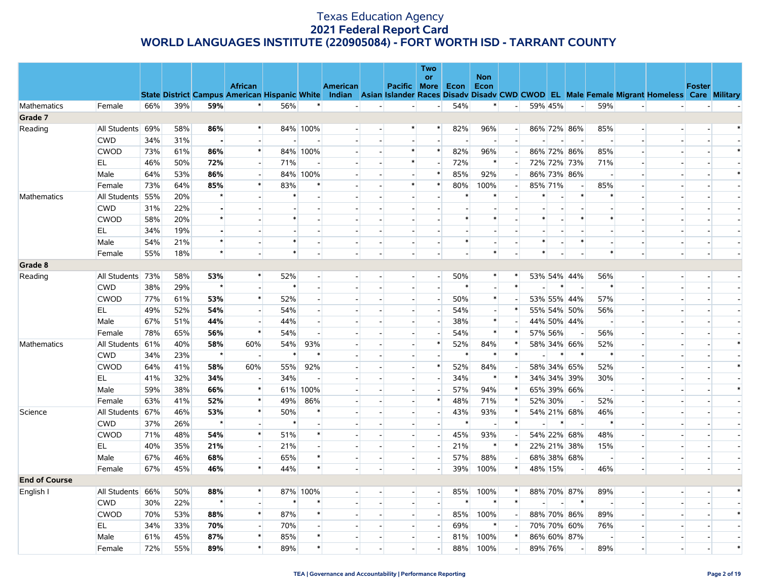# Texas Education Agency
## 2021 Federal Report Card
## WORLD LANGUAGES INSTITUTE (220905084) - FORT WORTH ISD - TARRANT COUNTY

| | | State | District | Campus | African American | Hispanic | White | American Indian | Asian | Pacific Islander | Two or More Races | Econ Disadv | Non Econ Disadv | CWD | CWOD | EL | Male | Female | Migrant | Homeless | Foster Care | Military |
|---|---|---|---|---|---|---|---|---|---|---|---|---|---|---|---|---|---|---|---|---|---|---|
| Mathematics | Female | 66% | 39% | **59%** | * | 56% | * | - | - | - | - | 54% | * | - | 59% | 45% | - | 59% | - | - | - | - |
| **Grade 7** | | | | | | | | | | | | | | | | | | | | | | |
| Reading | All Students | 69% | 58% | **86%** | * | 84% | 100% | - | - | * | * | 82% | 96% | - | 86% | 72% | 86% | 85% | - | - | - | * |
| | CWD | 34% | 31% | **-** | - | - | - | - | - | - | - | - | - | - | - | - | - | - | - | - | - | - |
| | CWOD | 73% | 61% | **86%** | * | 84% | 100% | - | - | * | * | 82% | 96% | - | 86% | 72% | 86% | 85% | - | - | - | * |
| | EL | 46% | 50% | **72%** | - | 71% | - | - | - | * | - | 72% | * | - | 72% | 72% | 73% | 71% | - | - | - | - |
| | Male | 64% | 53% | **86%** | - | 84% | 100% | - | - | - | * | 85% | 92% | - | 86% | 73% | 86% | - | - | - | - | * |
| | Female | 73% | 64% | **85%** | * | 83% | * | - | - | * | * | 80% | 100% | - | 85% | 71% | - | 85% | - | - | - | - |
| Mathematics | All Students | 55% | 20% | * | - | * | - | - | - | - | - | * | * | - | * | - | * | * | - | - | - | - |
| | CWD | 31% | 22% | **-** | - | - | - | - | - | - | - | - | - | - | - | - | - | - | - | - | - | - |
| | CWOD | 58% | 20% | * | - | * | - | - | - | - | - | * | * | - | * | - | * | * | - | - | - | - |
| | EL | 34% | 19% | **-** | - | - | - | - | - | - | - | - | - | - | - | - | - | - | - | - | - | - |
| | Male | 54% | 21% | * | - | * | - | - | - | - | - | * | - | - | * | - | * | - | - | - | - | - |
| | Female | 55% | 18% | * | - | * | - | - | - | - | - | - | * | - | * | - | - | * | - | - | - | - |
| **Grade 8** | | | | | | | | | | | | | | | | | | | | | | |
| Reading | All Students | 73% | 58% | **53%** | * | 52% | - | - | - | - | - | 50% | * | * | 53% | 54% | 44% | 56% | - | - | - | - |
| | CWD | 38% | 29% | * | - | * | - | - | - | - | - | * | - | * | - | * | - | * | - | - | - | - |
| | CWOD | 77% | 61% | **53%** | * | 52% | - | - | - | - | - | 50% | * | - | 53% | 55% | 44% | 57% | - | - | - | - |
| | EL | 49% | 52% | **54%** | - | 54% | - | - | - | - | - | 54% | - | * | 55% | 54% | 50% | 56% | - | - | - | - |
| | Male | 67% | 51% | **44%** | - | 44% | - | - | - | - | - | 38% | * | - | 44% | 50% | 44% | - | - | - | - | - |
| | Female | 78% | 65% | **56%** | * | 54% | - | - | - | - | - | 54% | * | * | 57% | 56% | - | 56% | - | - | - | - |
| Mathematics | All Students | 61% | 40% | **58%** | 60% | 54% | 93% | - | - | - | * | 52% | 84% | * | 58% | 34% | 66% | 52% | - | - | - | * |
| | CWD | 34% | 23% | * | - | * | * | - | - | - | - | * | * | * | - | * | * | * | - | - | - | - |
| | CWOD | 64% | 41% | **58%** | 60% | 55% | 92% | - | - | - | * | 52% | 84% | - | 58% | 34% | 65% | 52% | - | - | - | * |
| | EL | 41% | 32% | **34%** | - | 34% | - | - | - | - | - | 34% | * | * | 34% | 34% | 39% | 30% | - | - | - | - |
| | Male | 59% | 38% | **66%** | * | 61% | 100% | - | - | - | - | 57% | 94% | * | 65% | 39% | 66% | - | - | - | - | * |
| | Female | 63% | 41% | **52%** | * | 49% | 86% | - | - | - | * | 48% | 71% | * | 52% | 30% | - | 52% | - | - | - | - |
| Science | All Students | 67% | 46% | **53%** | * | 50% | * | - | - | - | - | 43% | 93% | * | 54% | 21% | 68% | 46% | - | - | - | - |
| | CWD | 37% | 26% | * | - | * | - | - | - | - | - | * | - | * | - | * | - | * | - | - | - | - |
| | CWOD | 71% | 48% | **54%** | * | 51% | * | - | - | - | - | 45% | 93% | - | 54% | 22% | 68% | 48% | - | - | - | - |
| | EL | 40% | 35% | **21%** | - | 21% | - | - | - | - | - | 21% | * | * | 22% | 21% | 38% | 15% | - | - | - | - |
| | Male | 67% | 46% | **68%** | - | 65% | * | - | - | - | - | 57% | 88% | - | 68% | 38% | 68% | - | - | - | - | - |
| | Female | 67% | 45% | **46%** | * | 44% | * | - | - | - | - | 39% | 100% | * | 48% | 15% | - | 46% | - | - | - | - |
| **End of Course** | | | | | | | | | | | | | | | | | | | | | | |
| English I | All Students | 66% | 50% | **88%** | * | 87% | 100% | - | - | - | - | 85% | 100% | * | 88% | 70% | 87% | 89% | - | - | - | * |
| | CWD | 30% | 22% | * | - | * | * | - | - | - | - | * | * | * | - | - | * | - | - | - | - | - |
| | CWOD | 70% | 53% | **88%** | * | 87% | * | - | - | - | - | 85% | 100% | - | 88% | 70% | 86% | 89% | - | - | - | * |
| | EL | 34% | 33% | **70%** | - | 70% | - | - | - | - | - | 69% | * | - | 70% | 70% | 60% | 76% | - | - | - | - |
| | Male | 61% | 45% | **87%** | * | 85% | * | - | - | - | - | 81% | 100% | * | 86% | 60% | 87% | - | - | - | - | - |
| | Female | 72% | 55% | **89%** | * | 89% | * | - | - | - | - | 88% | 100% | - | 89% | 76% | - | 89% | - | - | - | * |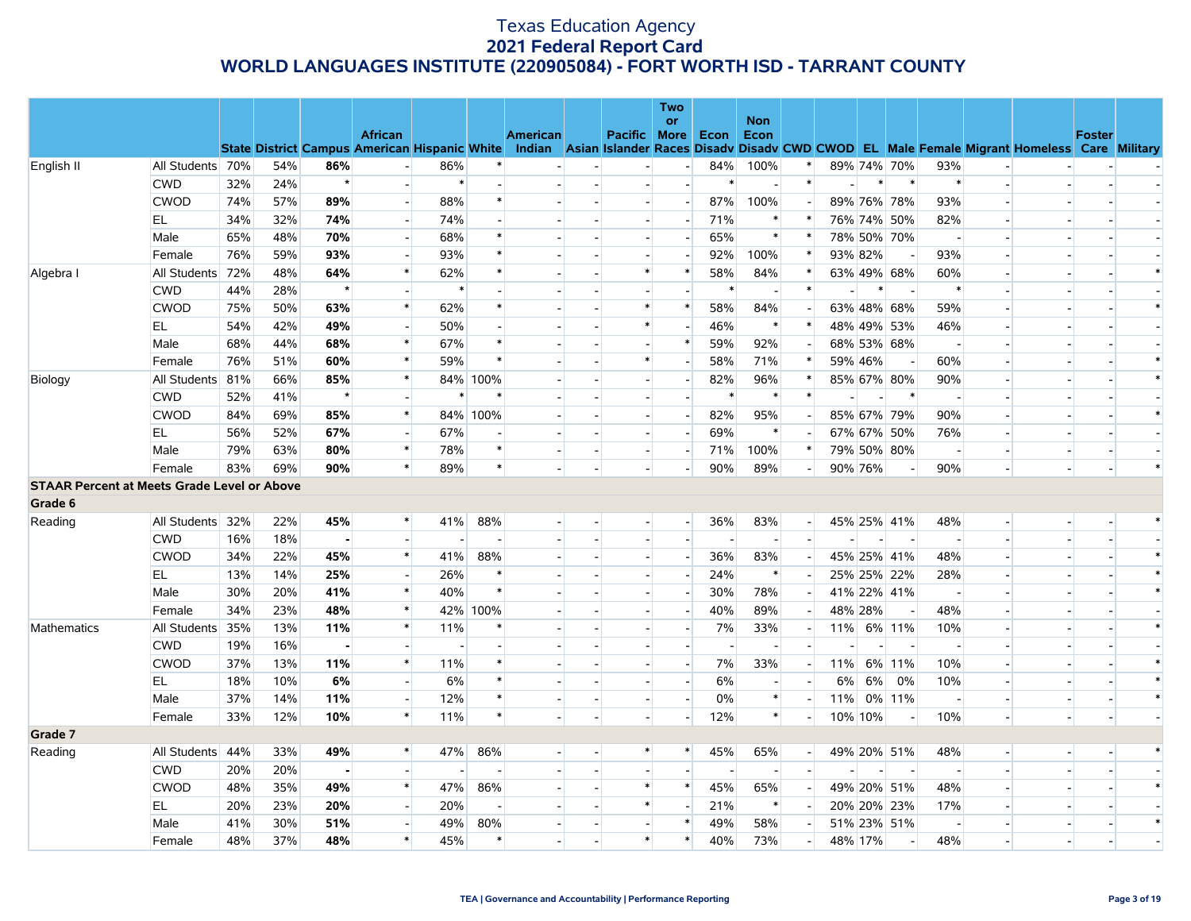# Texas Education Agency
## 2021 Federal Report Card
## WORLD LANGUAGES INSTITUTE (220905084) - FORT WORTH ISD - TARRANT COUNTY

| | | State | District | Campus | African American | Hispanic | White | American Indian | Asian | Pacific Islander | Two or More Races | Econ Disadv | Non Econ Disadv | CWD | CWOD | EL | Male | Female | Migrant | Homeless | Foster Care | Military |
|---|---|---|---|---|---|---|---|---|---|---|---|---|---|---|---|---|---|---|---|---|---|---|
| English II | All Students | 70% | 54% | **86%** | - | 86% | * | - | - | - | - | 84% | 100% | * | 89% | 74% | 70% | 93% | - | - | - | - |
| | CWD | 32% | 24% | * | - | * | - | - | - | - | - | * | - | * | - | * | * | * | - | - | - | - |
| | CWOD | 74% | 57% | **89%** | - | 88% | * | - | - | - | - | 87% | 100% | - | 89% | 76% | 78% | 93% | - | - | - | - |
| | EL | 34% | 32% | **74%** | - | 74% | - | - | - | - | - | 71% | * | * | 76% | 74% | 50% | 82% | - | - | - | - |
| | Male | 65% | 48% | **70%** | - | 68% | * | - | - | - | - | 65% | * | * | 78% | 50% | 70% | - | - | - | - | - |
| | Female | 76% | 59% | **93%** | - | 93% | * | - | - | - | - | 92% | 100% | * | 93% | 82% | - | 93% | - | - | - | - |
| Algebra I | All Students | 72% | 48% | **64%** | * | 62% | * | - | - | * | * | 58% | 84% | * | 63% | 49% | 68% | 60% | - | - | - | * |
| | CWD | 44% | 28% | * | - | * | - | - | - | - | - | * | - | * | - | * | - | * | - | - | - | - |
| | CWOD | 75% | 50% | **63%** | * | 62% | * | - | - | * | * | 58% | 84% | - | 63% | 48% | 68% | 59% | - | - | - | * |
| | EL | 54% | 42% | **49%** | - | 50% | - | - | - | * | - | 46% | * | * | 48% | 49% | 53% | 46% | - | - | - | - |
| | Male | 68% | 44% | **68%** | * | 67% | * | - | - | - | * | 59% | 92% | - | 68% | 53% | 68% | - | - | - | - | - |
| | Female | 76% | 51% | **60%** | * | 59% | * | - | - | * | - | 58% | 71% | * | 59% | 46% | - | 60% | - | - | - | * |
| Biology | All Students | 81% | 66% | **85%** | * | 84% | 100% | - | - | - | - | 82% | 96% | * | 85% | 67% | 80% | 90% | - | - | - | * |
| | CWD | 52% | 41% | * | - | * | * | - | - | - | - | * | * | * | - | - | * | - | - | - | - | - |
| | CWOD | 84% | 69% | **85%** | * | 84% | 100% | - | - | - | - | 82% | 95% | - | 85% | 67% | 79% | 90% | - | - | - | * |
| | EL | 56% | 52% | **67%** | - | 67% | - | - | - | - | - | 69% | * | - | 67% | 67% | 50% | 76% | - | - | - | - |
| | Male | 79% | 63% | **80%** | * | 78% | * | - | - | - | - | 71% | 100% | * | 79% | 50% | 80% | - | - | - | - | - |
| | Female | 83% | 69% | **90%** | * | 89% | * | - | - | - | - | 90% | 89% | - | 90% | 76% | - | 90% | - | - | - | * |
| **STAAR Percent at Meets Grade Level or Above** | | | | | | | | | | | | | | | | | | | | | | |
| **Grade 6** | | | | | | | | | | | | | | | | | | | | | | |
| Reading | All Students | 32% | 22% | **45%** | * | 41% | 88% | - | - | - | - | 36% | 83% | - | 45% | 25% | 41% | 48% | - | - | - | * |
| | CWD | 16% | 18% | **-** | - | - | - | - | - | - | - | - | - | - | - | - | - | - | - | - | - | - |
| | CWOD | 34% | 22% | **45%** | * | 41% | 88% | - | - | - | - | 36% | 83% | - | 45% | 25% | 41% | 48% | - | - | - | * |
| | EL | 13% | 14% | **25%** | - | 26% | * | - | - | - | - | 24% | * | - | 25% | 25% | 22% | 28% | - | - | - | * |
| | Male | 30% | 20% | **41%** | * | 40% | * | - | - | - | - | 30% | 78% | - | 41% | 22% | 41% | - | - | - | - | * |
| | Female | 34% | 23% | **48%** | * | 42% | 100% | - | - | - | - | 40% | 89% | - | 48% | 28% | - | 48% | - | - | - | - |
| Mathematics | All Students | 35% | 13% | **11%** | * | 11% | * | - | - | - | - | 7% | 33% | - | 11% | 6% | 11% | 10% | - | - | - | * |
| | CWD | 19% | 16% | **-** | - | - | - | - | - | - | - | - | - | - | - | - | - | - | - | - | - | - |
| | CWOD | 37% | 13% | **11%** | * | 11% | * | - | - | - | - | 7% | 33% | - | 11% | 6% | 11% | 10% | - | - | - | * |
| | EL | 18% | 10% | **6%** | - | 6% | * | - | - | - | - | 6% | - | - | 6% | 6% | 0% | 10% | - | - | - | * |
| | Male | 37% | 14% | **11%** | - | 12% | * | - | - | - | - | 0% | * | - | 11% | 0% | 11% | - | - | - | - | * |
| | Female | 33% | 12% | **10%** | * | 11% | * | - | - | - | - | 12% | * | - | 10% | 10% | - | 10% | - | - | - | - |
| **Grade 7** | | | | | | | | | | | | | | | | | | | | | | |
| Reading | All Students | 44% | 33% | **49%** | * | 47% | 86% | - | - | * | * | 45% | 65% | - | 49% | 20% | 51% | 48% | - | - | - | * |
| | CWD | 20% | 20% | **-** | - | - | - | - | - | - | - | - | - | - | - | - | - | - | - | - | - | - |
| | CWOD | 48% | 35% | **49%** | * | 47% | 86% | - | - | * | * | 45% | 65% | - | 49% | 20% | 51% | 48% | - | - | - | * |
| | EL | 20% | 23% | **20%** | - | 20% | - | - | - | * | - | 21% | * | - | 20% | 20% | 23% | 17% | - | - | - | - |
| | Male | 41% | 30% | **51%** | - | 49% | 80% | - | - | - | * | 49% | 58% | - | 51% | 23% | 51% | - | - | - | - | * |
| | Female | 48% | 37% | **48%** | * | 45% | * | - | - | * | * | 40% | 73% | - | 48% | 17% | - | 48% | - | - | - | - |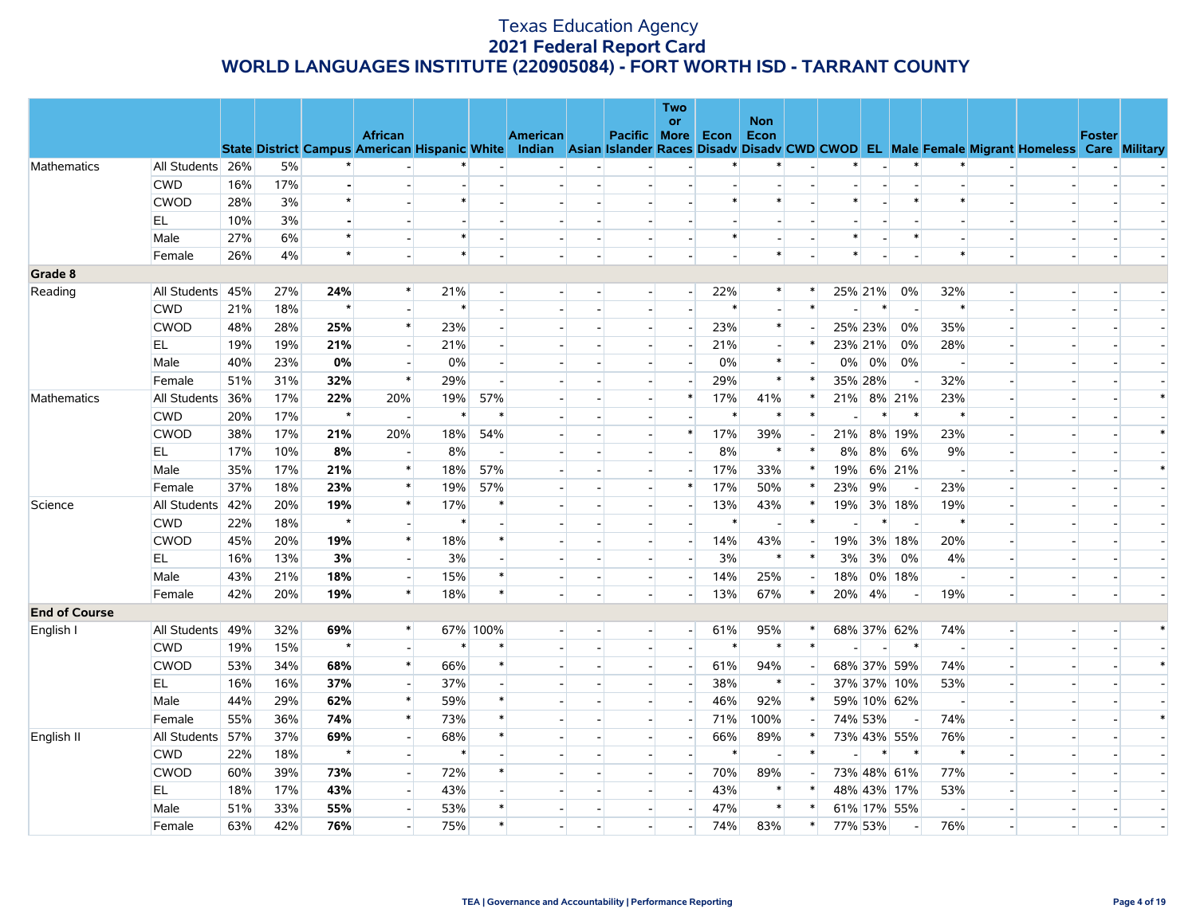# Texas Education Agency
## 2021 Federal Report Card
## WORLD LANGUAGES INSTITUTE (220905084) - FORT WORTH ISD - TARRANT COUNTY

| | | State | District | Campus | African American | Hispanic | White | American Indian | Asian | Pacific Islander | Two or More Races | Econ Disadv | Non Econ Disadv | CWD | CWOD | EL | Male | Female | Migrant | Homeless | Foster Care | Military |
|---|---|---|---|---|---|---|---|---|---|---|---|---|---|---|---|---|---|---|---|---|---|---|
| Mathematics | All Students | 26% | 5% | * | - | * | - | - | - | - | - | * | * | - | * | - | * | * | - | - | - | - |
| | CWD | 16% | 17% | - | - | - | - | - | - | - | - | - | - | - | - | - | - | - | - | - | - | - |
| | CWOD | 28% | 3% | * | - | * | - | - | - | - | - | * | * | - | * | - | * | * | - | - | - | - |
| | EL | 10% | 3% | - | - | - | - | - | - | - | - | - | - | - | - | - | - | - | - | - | - | - |
| | Male | 27% | 6% | * | - | * | - | - | - | - | - | * | - | - | * | - | * | - | - | - | - | - |
| | Female | 26% | 4% | * | - | * | - | - | - | - | - | - | * | - | * | - | - | * | - | - | - | - |
| **Grade 8** | | | | | | | | | | | | | | | | | | | | | | |
| Reading | All Students | 45% | 27% | **24%** | * | 21% | - | - | - | - | - | 22% | * | * | 25% | 21% | 0% | 32% | - | - | - | - |
| | CWD | 21% | 18% | * | - | * | - | - | - | - | - | * | - | * | - | * | - | * | - | - | - | - |
| | CWOD | 48% | 28% | **25%** | * | 23% | - | - | - | - | - | 23% | * | - | 25% | 23% | 0% | 35% | - | - | - | - |
| | EL | 19% | 19% | **21%** | - | 21% | - | - | - | - | - | 21% | - | * | 23% | 21% | 0% | 28% | - | - | - | - |
| | Male | 40% | 23% | **0%** | - | 0% | - | - | - | - | - | 0% | * | - | 0% | 0% | 0% | - | - | - | - | - |
| | Female | 51% | 31% | **32%** | * | 29% | - | - | - | - | - | 29% | * | * | 35% | 28% | - | 32% | - | - | - | - |
| Mathematics | All Students | 36% | 17% | **22%** | 20% | 19% | 57% | - | - | - | * | 17% | 41% | * | 21% | 8% | 21% | 23% | - | - | - | * |
| | CWD | 20% | 17% | * | - | * | * | - | - | - | - | * | * | * | - | * | * | * | - | - | - | - |
| | CWOD | 38% | 17% | **21%** | 20% | 18% | 54% | - | - | - | * | 17% | 39% | - | 21% | 8% | 19% | 23% | - | - | - | * |
| | EL | 17% | 10% | **8%** | - | 8% | - | - | - | - | - | 8% | * | * | 8% | 8% | 6% | 9% | - | - | - | - |
| | Male | 35% | 17% | **21%** | * | 18% | 57% | - | - | - | - | 17% | 33% | * | 19% | 6% | 21% | - | - | - | - | * |
| | Female | 37% | 18% | **23%** | * | 19% | 57% | - | - | - | * | 17% | 50% | * | 23% | 9% | - | 23% | - | - | - | - |
| Science | All Students | 42% | 20% | **19%** | * | 17% | * | - | - | - | - | 13% | 43% | * | 19% | 3% | 18% | 19% | - | - | - | - |
| | CWD | 22% | 18% | * | - | * | - | - | - | - | - | * | - | * | - | * | - | * | - | - | - | - |
| | CWOD | 45% | 20% | **19%** | * | 18% | * | - | - | - | - | 14% | 43% | - | 19% | 3% | 18% | 20% | - | - | - | - |
| | EL | 16% | 13% | **3%** | - | 3% | - | - | - | - | - | 3% | * | * | 3% | 3% | 0% | 4% | - | - | - | - |
| | Male | 43% | 21% | **18%** | - | 15% | * | - | - | - | - | 14% | 25% | - | 18% | 0% | 18% | - | - | - | - | - |
| | Female | 42% | 20% | **19%** | * | 18% | * | - | - | - | - | 13% | 67% | * | 20% | 4% | - | 19% | - | - | - | - |
| **End of Course** | | | | | | | | | | | | | | | | | | | | | | |
| English I | All Students | 49% | 32% | **69%** | * | 67% | 100% | - | - | - | - | 61% | 95% | * | 68% | 37% | 62% | 74% | - | - | - | * |
| | CWD | 19% | 15% | * | - | * | * | - | - | - | - | * | * | * | - | - | * | - | - | - | - | - |
| | CWOD | 53% | 34% | **68%** | * | 66% | * | - | - | - | - | 61% | 94% | - | 68% | 37% | 59% | 74% | - | - | - | * |
| | EL | 16% | 16% | **37%** | - | 37% | - | - | - | - | - | 38% | * | - | 37% | 37% | 10% | 53% | - | - | - | - |
| | Male | 44% | 29% | **62%** | * | 59% | * | - | - | - | - | 46% | 92% | * | 59% | 10% | 62% | - | - | - | - | - |
| | Female | 55% | 36% | **74%** | * | 73% | * | - | - | - | - | 71% | 100% | - | 74% | 53% | - | 74% | - | - | - | * |
| English II | All Students | 57% | 37% | **69%** | - | 68% | * | - | - | - | - | 66% | 89% | * | 73% | 43% | 55% | 76% | - | - | - | - |
| | CWD | 22% | 18% | * | - | * | - | - | - | - | - | * | - | * | - | * | * | * | - | - | - | - |
| | CWOD | 60% | 39% | **73%** | - | 72% | * | - | - | - | - | 70% | 89% | - | 73% | 48% | 61% | 77% | - | - | - | - |
| | EL | 18% | 17% | **43%** | - | 43% | - | - | - | - | - | 43% | * | * | 48% | 43% | 17% | 53% | - | - | - | - |
| | Male | 51% | 33% | **55%** | - | 53% | * | - | - | - | - | 47% | * | * | 61% | 17% | 55% | - | - | - | - | - |
| | Female | 63% | 42% | **76%** | - | 75% | * | - | - | - | - | 74% | 83% | * | 77% | 53% | - | 76% | - | - | - | - |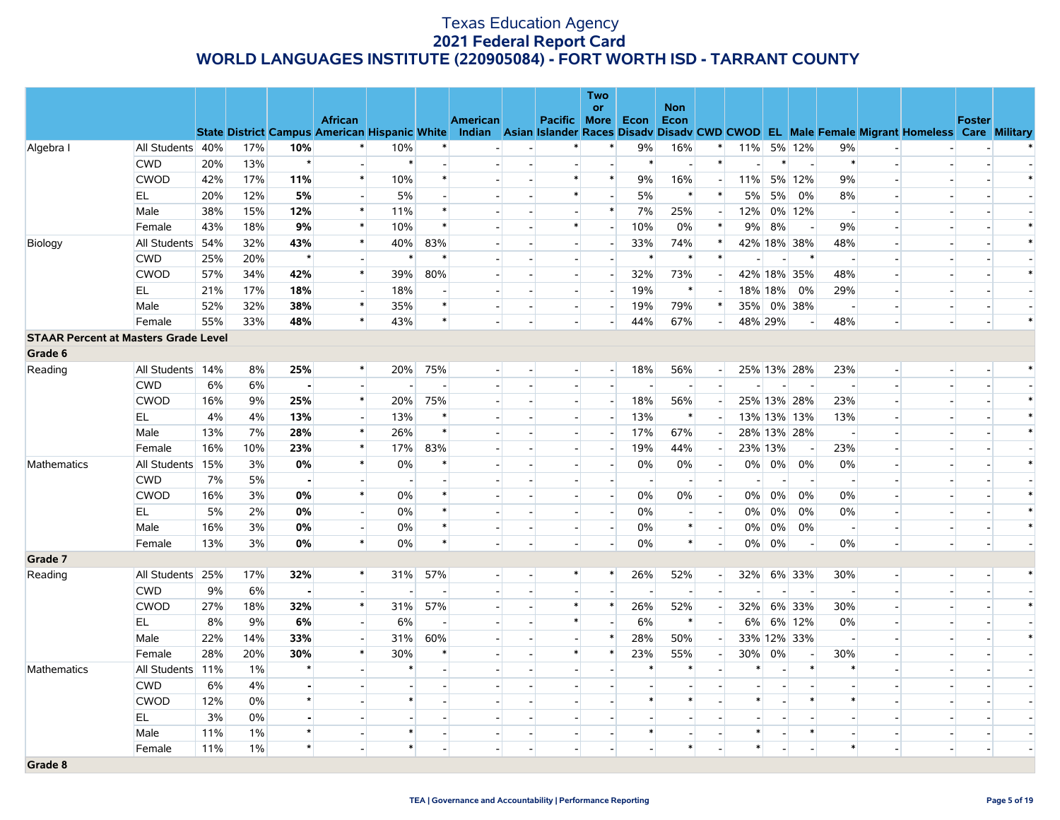# Texas Education Agency
## 2021 Federal Report Card
## WORLD LANGUAGES INSTITUTE (220905084) - FORT WORTH ISD - TARRANT COUNTY

| | | State | District | Campus | African American | Hispanic | White | American Indian | Asian | Pacific Islander | Two or More Races | Econ Disadv | Non Econ Disadv | CWD | CWOD | EL | Male | Female | Migrant | Homeless | Foster Care | Military |
|---|---|---|---|---|---|---|---|---|---|---|---|---|---|---|---|---|---|---|---|---|---|---|
| Algebra I | All Students | 40% | 17% | **10%** | * | 10% | * | - | - | * | * | 9% | 16% | * | 11% | 5% | 12% | 9% | - | - | - | * |
| | CWD | 20% | 13% | * | - | * | - | - | - | - | - | * | - | * | - | * | - | * | - | - | - | - |
| | CWOD | 42% | 17% | **11%** | * | 10% | * | - | - | * | * | 9% | 16% | - | 11% | 5% | 12% | 9% | - | - | - | * |
| | EL | 20% | 12% | **5%** | - | 5% | - | - | - | * | - | 5% | * | * | 5% | 5% | 0% | 8% | - | - | - | - |
| | Male | 38% | 15% | **12%** | * | 11% | * | - | - | - | * | 7% | 25% | - | 12% | 0% | 12% | - | - | - | - | - |
| | Female | 43% | 18% | **9%** | * | 10% | * | - | - | * | - | 10% | 0% | * | 9% | 8% | - | 9% | - | - | - | * |
| Biology | All Students | 54% | 32% | **43%** | * | 40% | 83% | - | - | - | - | 33% | 74% | * | 42% | 18% | 38% | 48% | - | - | - | * |
| | CWD | 25% | 20% | * | - | * | * | - | - | - | - | * | * | * | - | - | * | - | - | - | - | - |
| | CWOD | 57% | 34% | **42%** | * | 39% | 80% | - | - | - | - | 32% | 73% | - | 42% | 18% | 35% | 48% | - | - | - | * |
| | EL | 21% | 17% | **18%** | - | 18% | - | - | - | - | - | 19% | * | - | 18% | 18% | 0% | 29% | - | - | - | - |
| | Male | 52% | 32% | **38%** | * | 35% | * | - | - | - | - | 19% | 79% | * | 35% | 0% | 38% | - | - | - | - | - |
| | Female | 55% | 33% | **48%** | * | 43% | * | - | - | - | - | 44% | 67% | - | 48% | 29% | - | 48% | - | - | - | * |
| **STAAR Percent at Masters Grade Level** | | | | | | | | | | | | | | | | | | | | | | |
| **Grade 6** | | | | | | | | | | | | | | | | | | | | | | |
| Reading | All Students | 14% | 8% | **25%** | * | 20% | 75% | - | - | - | - | 18% | 56% | - | 25% | 13% | 28% | 23% | - | - | - | * |
| | CWD | 6% | 6% | **-** | - | - | - | - | - | - | - | - | - | - | - | - | - | - | - | - | - | - |
| | CWOD | 16% | 9% | **25%** | * | 20% | 75% | - | - | - | - | 18% | 56% | - | 25% | 13% | 28% | 23% | - | - | - | * |
| | EL | 4% | 4% | **13%** | - | 13% | * | - | - | - | - | 13% | * | - | 13% | 13% | 13% | 13% | - | - | - | * |
| | Male | 13% | 7% | **28%** | * | 26% | * | - | - | - | - | 17% | 67% | - | 28% | 13% | 28% | - | - | - | - | * |
| | Female | 16% | 10% | **23%** | * | 17% | 83% | - | - | - | - | 19% | 44% | - | 23% | 13% | - | 23% | - | - | - | - |
| Mathematics | All Students | 15% | 3% | **0%** | * | 0% | * | - | - | - | - | 0% | 0% | - | 0% | 0% | 0% | 0% | - | - | - | * |
| | CWD | 7% | 5% | **-** | - | - | - | - | - | - | - | - | - | - | - | - | - | - | - | - | - | - |
| | CWOD | 16% | 3% | **0%** | * | 0% | * | - | - | - | - | 0% | 0% | - | 0% | 0% | 0% | 0% | - | - | - | * |
| | EL | 5% | 2% | **0%** | - | 0% | * | - | - | - | - | 0% | - | - | 0% | 0% | 0% | 0% | - | - | - | * |
| | Male | 16% | 3% | **0%** | - | 0% | * | - | - | - | - | 0% | * | - | 0% | 0% | 0% | - | - | - | - | * |
| | Female | 13% | 3% | **0%** | * | 0% | * | - | - | - | - | 0% | * | - | 0% | 0% | - | 0% | - | - | - | - |
| **Grade 7** | | | | | | | | | | | | | | | | | | | | | | |
| Reading | All Students | 25% | 17% | **32%** | * | 31% | 57% | - | - | * | * | 26% | 52% | - | 32% | 6% | 33% | 30% | - | - | - | * |
| | CWD | 9% | 6% | **-** | - | - | - | - | - | - | - | - | - | - | - | - | - | - | - | - | - | - |
| | CWOD | 27% | 18% | **32%** | * | 31% | 57% | - | - | * | * | 26% | 52% | - | 32% | 6% | 33% | 30% | - | - | - | * |
| | EL | 8% | 9% | **6%** | - | 6% | - | - | - | * | - | 6% | * | - | 6% | 6% | 12% | 0% | - | - | - | - |
| | Male | 22% | 14% | **33%** | - | 31% | 60% | - | - | - | * | 28% | 50% | - | 33% | 12% | 33% | - | - | - | - | * |
| | Female | 28% | 20% | **30%** | * | 30% | * | - | - | * | * | 23% | 55% | - | 30% | 0% | - | 30% | - | - | - | - |
| Mathematics | All Students | 11% | 1% | * | - | * | - | - | - | - | - | * | * | - | * | - | * | * | - | - | - | - |
| | CWD | 6% | 4% | **-** | - | - | - | - | - | - | - | - | - | - | - | - | - | - | - | - | - | - |
| | CWOD | 12% | 0% | * | - | * | - | - | - | - | - | * | * | - | * | - | * | * | - | - | - | - |
| | EL | 3% | 0% | **-** | - | - | - | - | - | - | - | - | - | - | - | - | - | - | - | - | - | - |
| | Male | 11% | 1% | * | - | * | - | - | - | - | - | * | - | - | * | - | * | - | - | - | - | - |
| | Female | 11% | 1% | * | - | * | - | - | - | - | - | - | * | - | * | - | - | * | - | - | - | - |
| **Grade 8** | | | | | | | | | | | | | | | | | | | | | | |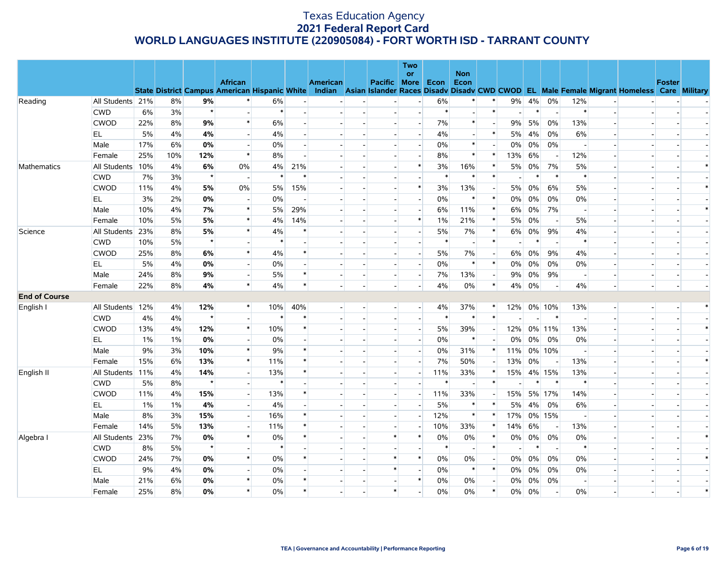# Texas Education Agency
## 2021 Federal Report Card
## WORLD LANGUAGES INSTITUTE (220905084) - FORT WORTH ISD - TARRANT COUNTY

| | | State | District | Campus | African American | Hispanic | White | American Indian | Asian | Pacific Islander | Two or More Races | Econ Disadv | Non Econ Disadv | CWD | CWOD | EL | Male | Female | Migrant | Homeless | Foster Care | Military |
|---|---|---|---|---|---|---|---|---|---|---|---|---|---|---|---|---|---|---|---|---|---|---|
| Reading | All Students | 21% | 8% | **9%** | * | 6% | - | - | - | - | - | 6% | * | * | 9% | 4% | 0% | 12% | - | - | - | - |
| | CWD | 6% | 3% | * | - | * | - | - | - | - | - | * | - | * | - | * | - | * | - | - | - | - |
| | CWOD | 22% | 8% | **9%** | * | 6% | - | - | - | - | - | 7% | * | - | 9% | 5% | 0% | 13% | - | - | - | - |
| | EL | 5% | 4% | **4%** | - | 4% | - | - | - | - | - | 4% | - | * | 5% | 4% | 0% | 6% | - | - | - | - |
| | Male | 17% | 6% | **0%** | - | 0% | - | - | - | - | - | 0% | * | - | 0% | 0% | 0% | - | - | - | - | - |
| | Female | 25% | 10% | **12%** | * | 8% | - | - | - | - | - | 8% | * | * | 13% | 6% | - | 12% | - | - | - | - |
| Mathematics | All Students | 10% | 4% | **6%** | 0% | 4% | 21% | - | - | - | * | 3% | 16% | * | 5% | 0% | 7% | 5% | - | - | - | * |
| | CWD | 7% | 3% | * | - | * | * | - | - | - | - | * | * | * | - | * | * | * | - | - | - | - |
| | CWOD | 11% | 4% | **5%** | 0% | 5% | 15% | - | - | - | * | 3% | 13% | - | 5% | 0% | 6% | 5% | - | - | - | * |
| | EL | 3% | 2% | **0%** | - | 0% | - | - | - | - | - | 0% | * | * | 0% | 0% | 0% | 0% | - | - | - | - |
| | Male | 10% | 4% | **7%** | * | 5% | 29% | - | - | - | - | 6% | 11% | * | 6% | 0% | 7% | - | - | - | - | * |
| | Female | 10% | 5% | **5%** | * | 4% | 14% | - | - | - | * | 1% | 21% | * | 5% | 0% | - | 5% | - | - | - | - |
| Science | All Students | 23% | 8% | **5%** | * | 4% | * | - | - | - | - | 5% | 7% | * | 6% | 0% | 9% | 4% | - | - | - | - |
| | CWD | 10% | 5% | * | - | * | - | - | - | - | - | * | - | * | - | * | - | * | - | - | - | - |
| | CWOD | 25% | 8% | **6%** | * | 4% | * | - | - | - | - | 5% | 7% | - | 6% | 0% | 9% | 4% | - | - | - | - |
| | EL | 5% | 4% | **0%** | - | 0% | - | - | - | - | - | 0% | * | * | 0% | 0% | 0% | 0% | - | - | - | - |
| | Male | 24% | 8% | **9%** | - | 5% | * | - | - | - | - | 7% | 13% | - | 9% | 0% | 9% | - | - | - | - | - |
| | Female | 22% | 8% | **4%** | * | 4% | * | - | - | - | - | 4% | 0% | * | 4% | 0% | - | 4% | - | - | - | - |
| **End of Course** | | | | | | | | | | | | | | | | | | | | | | |
| English I | All Students | 12% | 4% | **12%** | * | 10% | 40% | - | - | - | - | 4% | 37% | * | 12% | 0% | 10% | 13% | - | - | - | * |
| | CWD | 4% | 4% | * | - | * | * | - | - | - | - | * | * | * | - | - | * | - | - | - | - | - |
| | CWOD | 13% | 4% | **12%** | * | 10% | * | - | - | - | - | 5% | 39% | - | 12% | 0% | 11% | 13% | - | - | - | * |
| | EL | 1% | 1% | **0%** | - | 0% | - | - | - | - | - | 0% | * | - | 0% | 0% | 0% | 0% | - | - | - | - |
| | Male | 9% | 3% | **10%** | * | 9% | * | - | - | - | - | 0% | 31% | * | 11% | 0% | 10% | - | - | - | - | - |
| | Female | 15% | 6% | **13%** | * | 11% | * | - | - | - | - | 7% | 50% | - | 13% | 0% | - | 13% | - | - | - | * |
| English II | All Students | 11% | 4% | **14%** | - | 13% | * | - | - | - | - | 11% | 33% | * | 15% | 4% | 15% | 13% | - | - | - | - |
| | CWD | 5% | 8% | * | - | * | - | - | - | - | - | * | - | * | - | * | * | * | - | - | - | - |
| | CWOD | 11% | 4% | **15%** | - | 13% | * | - | - | - | - | 11% | 33% | - | 15% | 5% | 17% | 14% | - | - | - | - |
| | EL | 1% | 1% | **4%** | - | 4% | - | - | - | - | - | 5% | * | * | 5% | 4% | 0% | 6% | - | - | - | - |
| | Male | 8% | 3% | **15%** | - | 16% | * | - | - | - | - | 12% | * | * | 17% | 0% | 15% | - | - | - | - | - |
| | Female | 14% | 5% | **13%** | - | 11% | * | - | - | - | - | 10% | 33% | * | 14% | 6% | - | 13% | - | - | - | - |
| Algebra I | All Students | 23% | 7% | **0%** | * | 0% | * | - | - | * | * | 0% | 0% | * | 0% | 0% | 0% | 0% | - | - | - | * |
| | CWD | 8% | 5% | * | - | * | - | - | - | - | - | * | - | * | - | * | - | * | - | - | - | - |
| | CWOD | 24% | 7% | **0%** | * | 0% | * | - | - | * | * | 0% | 0% | - | 0% | 0% | 0% | 0% | - | - | - | * |
| | EL | 9% | 4% | **0%** | - | 0% | - | - | - | * | - | 0% | * | * | 0% | 0% | 0% | 0% | - | - | - | - |
| | Male | 21% | 6% | **0%** | * | 0% | * | - | - | - | * | 0% | 0% | - | 0% | 0% | 0% | - | - | - | - | - |
| | Female | 25% | 8% | **0%** | * | 0% | * | - | - | * | - | 0% | 0% | * | 0% | 0% | - | 0% | - | - | - | * |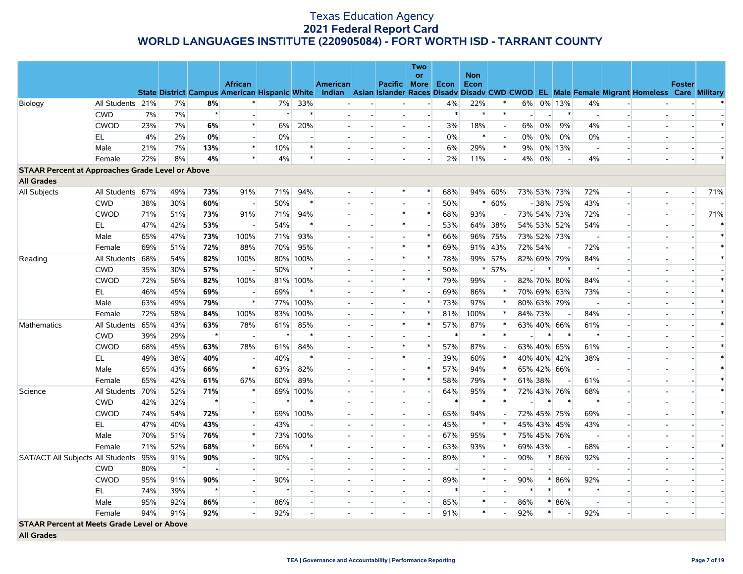# Texas Education Agency
## 2021 Federal Report Card
## WORLD LANGUAGES INSTITUTE (220905084) - FORT WORTH ISD - TARRANT COUNTY

| | | State | District | Campus | African American | Hispanic | White | American Indian | Asian | Pacific Islander | Two or More Races | Econ Disadv | Non Econ Disadv | CWD | CWOD | EL | Male | Female | Migrant | Homeless | Foster Care | Military |
|---|---|---|---|---|---|---|---|---|---|---|---|---|---|---|---|---|---|---|---|---|---|---|
| Biology | All Students | 21% | 7% | **8%** | * | 7% | 33% | - | - | - | - | 4% | 22% | * | 6% | 0% | 13% | 4% | - | - | - | * |
| | CWD | 7% | 7% | * | - | * | * | - | - | - | - | * | * | * | - | - | * | - | - | - | - | - |
| | CWOD | 23% | 7% | **6%** | * | 6% | 20% | - | - | - | - | 3% | 18% | - | 6% | 0% | 9% | 4% | - | - | - | * |
| | EL | 4% | 2% | **0%** | - | 0% | - | - | - | - | - | 0% | * | - | 0% | 0% | 0% | 0% | - | - | - | - |
| | Male | 21% | 7% | **13%** | * | 10% | * | - | - | - | - | 6% | 29% | * | 9% | 0% | 13% | - | - | - | - | - |
| | Female | 22% | 8% | **4%** | * | 4% | * | - | - | - | - | 2% | 11% | - | 4% | 0% | - | 4% | - | - | - | * |
| **STAAR Percent at Approaches Grade Level or Above** | | | | | | | | | | | | | | | | | | | | | | |
| **All Grades** | | | | | | | | | | | | | | | | | | | | | | |
| All Subjects | All Students | 67% | 49% | **73%** | 91% | 71% | 94% | - | - | * | * | 68% | 94% | 60% | 73% | 53% | 73% | 72% | - | - | - | 71% |
| | CWD | 38% | 30% | **60%** | - | 50% | * | - | - | - | - | 50% | * | 60% | - | 38% | 75% | 43% | - | - | - | - |
| | CWOD | 71% | 51% | **73%** | 91% | 71% | 94% | - | - | * | * | 68% | 93% | - | 73% | 54% | 73% | 72% | - | - | - | 71% |
| | EL | 47% | 42% | **53%** | - | 54% | * | - | - | * | - | 53% | 64% | 38% | 54% | 53% | 52% | 54% | - | - | - | * |
| | Male | 65% | 47% | **73%** | 100% | 71% | 93% | - | - | - | * | 66% | 96% | 75% | 73% | 52% | 73% | - | - | - | - | * |
| | Female | 69% | 51% | **72%** | 88% | 70% | 95% | - | - | * | * | 69% | 91% | 43% | 72% | 54% | - | 72% | - | - | - | * |
| Reading | All Students | 68% | 54% | **82%** | 100% | 80% | 100% | - | - | * | * | 78% | 99% | 57% | 82% | 69% | 79% | 84% | - | - | - | * |
| | CWD | 35% | 30% | **57%** | - | 50% | * | - | - | - | - | 50% | * | 57% | - | * | * | * | - | - | - | - |
| | CWOD | 72% | 56% | **82%** | 100% | 81% | 100% | - | - | * | * | 79% | 99% | - | 82% | 70% | 80% | 84% | - | - | - | * |
| | EL | 46% | 45% | **69%** | - | 69% | * | - | - | * | - | 69% | 86% | * | 70% | 69% | 63% | 73% | - | - | - | * |
| | Male | 63% | 49% | **79%** | * | 77% | 100% | - | - | - | * | 73% | 97% | * | 80% | 63% | 79% | - | - | - | - | * |
| | Female | 72% | 58% | **84%** | 100% | 83% | 100% | - | - | * | * | 81% | 100% | * | 84% | 73% | - | 84% | - | - | - | * |
| Mathematics | All Students | 65% | 43% | **63%** | 78% | 61% | 85% | - | - | * | * | 57% | 87% | * | 63% | 40% | 66% | 61% | - | - | - | * |
| | CWD | 39% | 29% | * | - | * | * | - | - | - | - | * | * | * | - | * | * | * | - | - | - | - |
| | CWOD | 68% | 45% | **63%** | 78% | 61% | 84% | - | - | * | * | 57% | 87% | - | 63% | 40% | 65% | 61% | - | - | - | * |
| | EL | 49% | 38% | **40%** | - | 40% | * | - | - | * | - | 39% | 60% | * | 40% | 40% | 42% | 38% | - | - | - | * |
| | Male | 65% | 43% | **66%** | * | 63% | 82% | - | - | - | * | 57% | 94% | * | 65% | 42% | 66% | - | - | - | - | * |
| | Female | 65% | 42% | **61%** | 67% | 60% | 89% | - | - | * | * | 58% | 79% | * | 61% | 38% | - | 61% | - | - | - | * |
| Science | All Students | 70% | 52% | **71%** | * | 69% | 100% | - | - | - | - | 64% | 95% | * | 72% | 43% | 76% | 68% | - | - | - | * |
| | CWD | 42% | 32% | * | - | * | * | - | - | - | - | * | * | * | - | * | * | * | - | - | - | - |
| | CWOD | 74% | 54% | **72%** | * | 69% | 100% | - | - | - | - | 65% | 94% | - | 72% | 45% | 75% | 69% | - | - | - | * |
| | EL | 47% | 40% | **43%** | - | 43% | - | - | - | - | - | 45% | * | * | 45% | 43% | 45% | 43% | - | - | - | - |
| | Male | 70% | 51% | **76%** | * | 73% | 100% | - | - | - | - | 67% | 95% | * | 75% | 45% | 76% | - | - | - | - | - |
| | Female | 71% | 52% | **68%** | * | 66% | * | - | - | - | - | 63% | 93% | * | 69% | 43% | - | 68% | - | - | - | * |
| SAT/ACT All Subjects | All Students | 95% | 91% | **90%** | - | 90% | - | - | - | - | - | 89% | * | - | 90% | * | 86% | 92% | - | - | - | - |
| | CWD | 80% | * | **-** | - | - | - | - | - | - | - | - | - | - | - | - | - | - | - | - | - | - |
| | CWOD | 95% | 91% | **90%** | - | 90% | - | - | - | - | - | 89% | * | - | 90% | * | 86% | 92% | - | - | - | - |
| | EL | 74% | 39% | * | - | * | - | - | - | - | - | * | - | - | * | * | * | * | - | - | - | - |
| | Male | 95% | 92% | **86%** | - | 86% | - | - | - | - | - | 85% | * | - | 86% | * | 86% | - | - | - | - | - |
| | Female | 94% | 91% | **92%** | - | 92% | - | - | - | - | - | 91% | * | - | 92% | * | - | 92% | - | - | - | - |
| **STAAR Percent at Meets Grade Level or Above** | | | | | | | | | | | | | | | | | | | | | | |
| **All Grades** | | | | | | | | | | | | | | | | | | | | | | |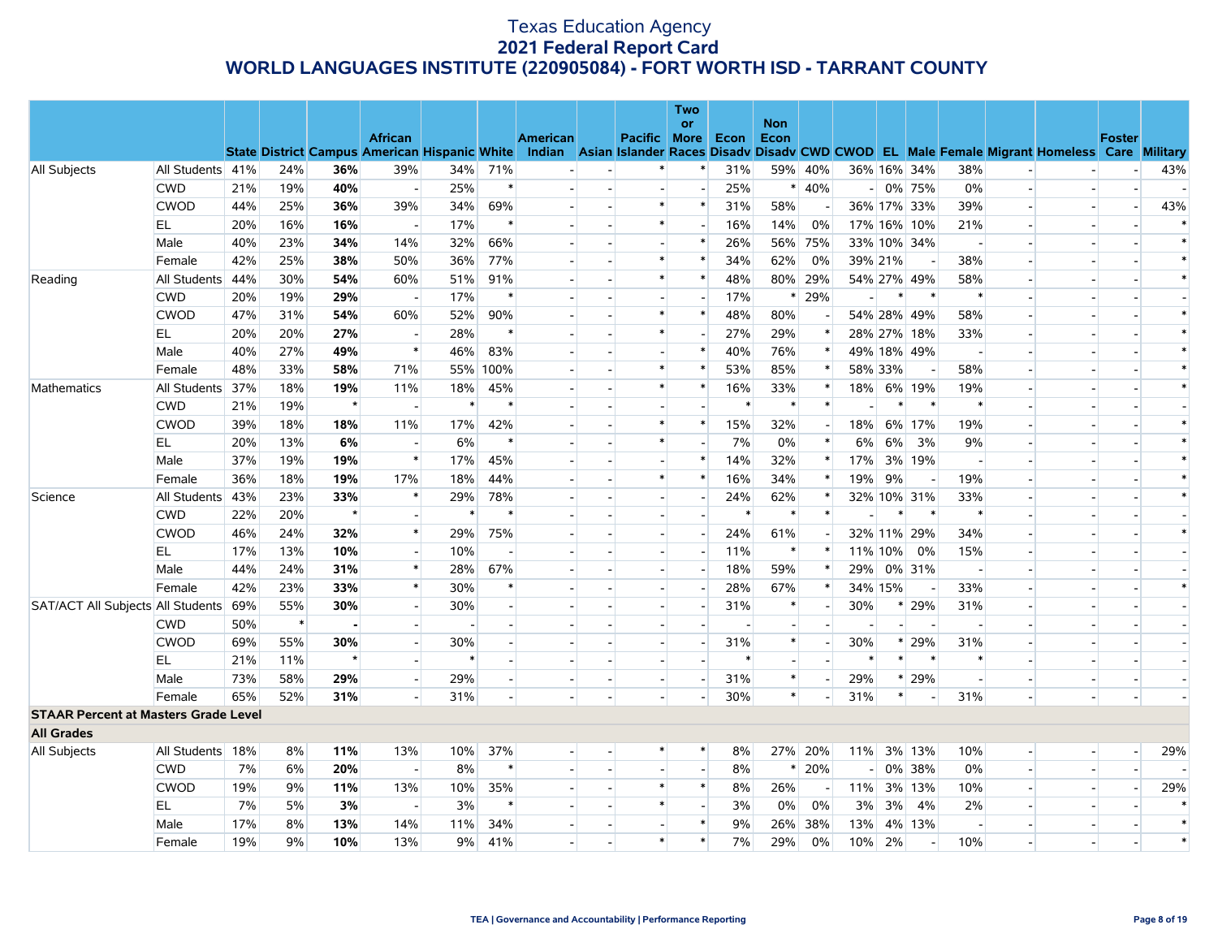# Texas Education Agency
## 2021 Federal Report Card
## WORLD LANGUAGES INSTITUTE (220905084) - FORT WORTH ISD - TARRANT COUNTY

| | | State | District | Campus | African American | Hispanic | White | American Indian | Asian | Pacific Islander | Two or More Races | Econ Disadv | Non Econ Disadv | CWD | CWOD | EL | Male | Female | Migrant | Homeless | Foster Care | Military |
|---|---|---|---|---|---|---|---|---|---|---|---|---|---|---|---|---|---|---|---|---|---|---|
| All Subjects | All Students | 41% | 24% | **36%** | 39% | 34% | 71% | - | - | * | * | 31% | 59% | 40% | 36% | 16% | 34% | 38% | - | - | - | 43% |
| | CWD | 21% | 19% | **40%** | - | 25% | * | - | - | - | - | 25% | * | 40% | - | 0% | 75% | 0% | - | - | - | - |
| | CWOD | 44% | 25% | **36%** | 39% | 34% | 69% | - | - | * | * | 31% | 58% | - | 36% | 17% | 33% | 39% | - | - | - | 43% |
| | EL | 20% | 16% | **16%** | - | 17% | * | - | - | * | - | 16% | 14% | 0% | 17% | 16% | 10% | 21% | - | - | - | * |
| | Male | 40% | 23% | **34%** | 14% | 32% | 66% | - | - | - | * | 26% | 56% | 75% | 33% | 10% | 34% | - | - | - | - | * |
| | Female | 42% | 25% | **38%** | 50% | 36% | 77% | - | - | * | * | 34% | 62% | 0% | 39% | 21% | - | 38% | - | - | - | * |
| Reading | All Students | 44% | 30% | **54%** | 60% | 51% | 91% | - | - | * | * | 48% | 80% | 29% | 54% | 27% | 49% | 58% | - | - | - | * |
| | CWD | 20% | 19% | **29%** | - | 17% | * | - | - | - | - | 17% | * | 29% | - | * | * | * | - | - | - | - |
| | CWOD | 47% | 31% | **54%** | 60% | 52% | 90% | - | - | * | * | 48% | 80% | - | 54% | 28% | 49% | 58% | - | - | - | * |
| | EL | 20% | 20% | **27%** | - | 28% | * | - | - | * | - | 27% | 29% | * | 28% | 27% | 18% | 33% | - | - | - | * |
| | Male | 40% | 27% | **49%** | * | 46% | 83% | - | - | - | * | 40% | 76% | * | 49% | 18% | 49% | - | - | - | - | * |
| | Female | 48% | 33% | **58%** | 71% | 55% | 100% | - | - | * | * | 53% | 85% | * | 58% | 33% | - | 58% | - | - | - | * |
| Mathematics | All Students | 37% | 18% | **19%** | 11% | 18% | 45% | - | - | * | * | 16% | 33% | * | 18% | 6% | 19% | 19% | - | - | - | * |
| | CWD | 21% | 19% | * | - | * | * | - | - | - | - | * | * | * | - | * | * | * | - | - | - | - |
| | CWOD | 39% | 18% | **18%** | 11% | 17% | 42% | - | - | * | * | 15% | 32% | - | 18% | 6% | 17% | 19% | - | - | - | * |
| | EL | 20% | 13% | **6%** | - | 6% | * | - | - | * | - | 7% | 0% | * | 6% | 6% | 3% | 9% | - | - | - | * |
| | Male | 37% | 19% | **19%** | * | 17% | 45% | - | - | - | * | 14% | 32% | * | 17% | 3% | 19% | - | - | - | - | * |
| | Female | 36% | 18% | **19%** | 17% | 18% | 44% | - | - | * | * | 16% | 34% | * | 19% | 9% | - | 19% | - | - | - | * |
| Science | All Students | 43% | 23% | **33%** | * | 29% | 78% | - | - | - | - | 24% | 62% | * | 32% | 10% | 31% | 33% | - | - | - | * |
| | CWD | 22% | 20% | * | - | * | * | - | - | - | - | * | * | * | - | * | * | * | - | - | - | - |
| | CWOD | 46% | 24% | **32%** | * | 29% | 75% | - | - | - | - | 24% | 61% | - | 32% | 11% | 29% | 34% | - | - | - | * |
| | EL | 17% | 13% | **10%** | - | 10% | - | - | - | - | - | 11% | * | * | 11% | 10% | 0% | 15% | - | - | - | - |
| | Male | 44% | 24% | **31%** | * | 28% | 67% | - | - | - | - | 18% | 59% | * | 29% | 0% | 31% | - | - | - | - | - |
| | Female | 42% | 23% | **33%** | * | 30% | * | - | - | - | - | 28% | 67% | * | 34% | 15% | - | 33% | - | - | - | * |
| SAT/ACT All Subjects | All Students | 69% | 55% | **30%** | - | 30% | - | - | - | - | - | 31% | * | - | 30% | * | 29% | 31% | - | - | - | - |
| | CWD | 50% | * | **-** | - | - | - | - | - | - | - | - | - | - | - | - | - | - | - | - | - | - |
| | CWOD | 69% | 55% | **30%** | - | 30% | - | - | - | - | - | 31% | * | - | 30% | * | 29% | 31% | - | - | - | - |
| | EL | 21% | 11% | * | - | * | - | - | - | - | - | * | - | - | * | * | * | * | - | - | - | - |
| | Male | 73% | 58% | **29%** | - | 29% | - | - | - | - | - | 31% | * | - | 29% | * | 29% | - | - | - | - | - |
| | Female | 65% | 52% | **31%** | - | 31% | - | - | - | - | - | 30% | * | - | 31% | * | - | 31% | - | - | - | - |
| **STAAR Percent at Masters Grade Level** | | | | | | | | | | | | | | | | | | | | | | |
| **All Grades** | | | | | | | | | | | | | | | | | | | | | | |
| All Subjects | All Students | 18% | 8% | **11%** | 13% | 10% | 37% | - | - | * | * | 8% | 27% | 20% | 11% | 3% | 13% | 10% | - | - | - | 29% |
| | CWD | 7% | 6% | **20%** | - | 8% | * | - | - | - | - | 8% | * | 20% | - | 0% | 38% | 0% | - | - | - | - |
| | CWOD | 19% | 9% | **11%** | 13% | 10% | 35% | - | - | * | * | 8% | 26% | - | 11% | 3% | 13% | 10% | - | - | - | 29% |
| | EL | 7% | 5% | **3%** | - | 3% | * | - | - | * | - | 3% | 0% | 0% | 3% | 3% | 4% | 2% | - | - | - | * |
| | Male | 17% | 8% | **13%** | 14% | 11% | 34% | - | - | - | * | 9% | 26% | 38% | 13% | 4% | 13% | - | - | - | - | * |
| | Female | 19% | 9% | **10%** | 13% | 9% | 41% | - | - | * | * | 7% | 29% | 0% | 10% | 2% | - | 10% | - | - | - | * |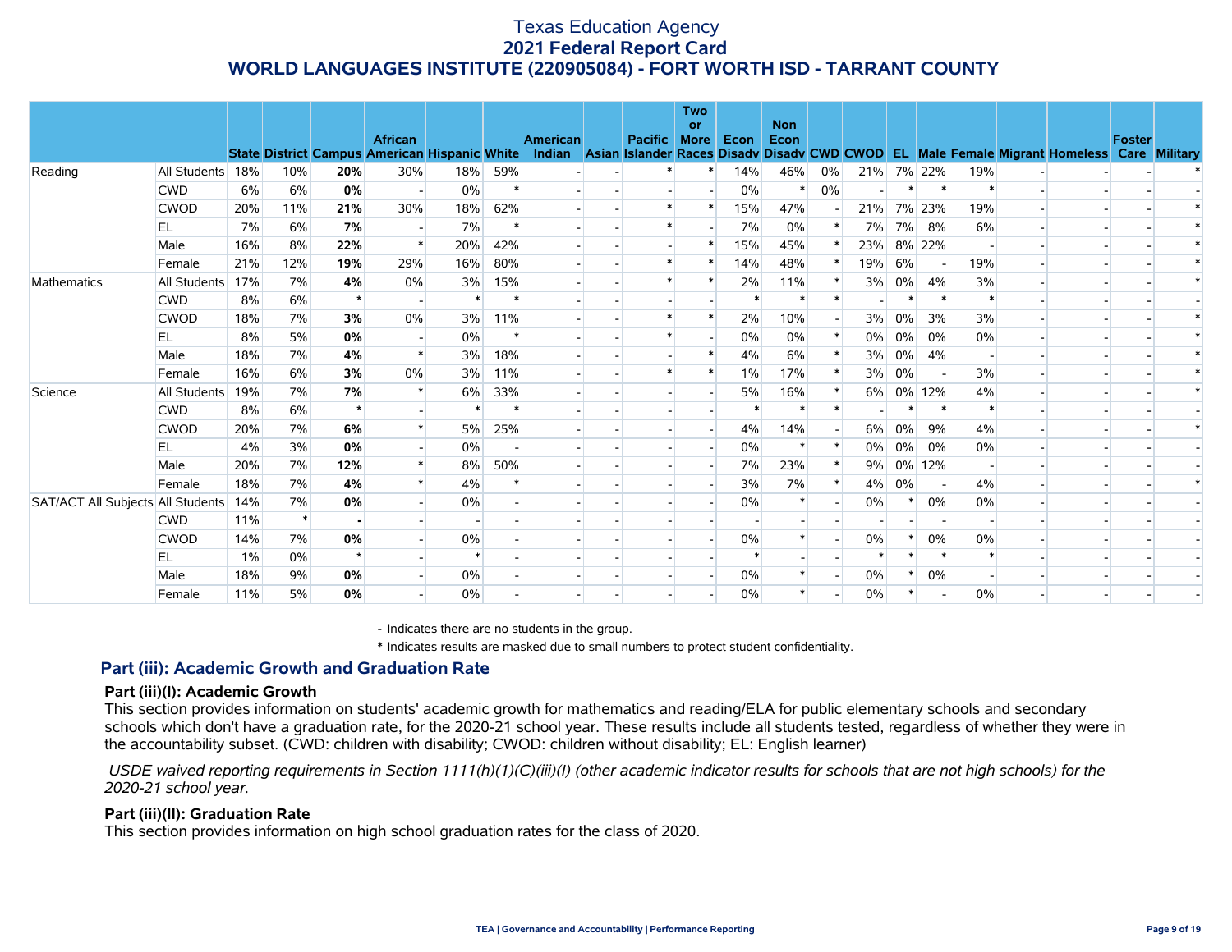# Texas Education Agency
## 2021 Federal Report Card
## WORLD LANGUAGES INSTITUTE (220905084) - FORT WORTH ISD - TARRANT COUNTY

| | | State | District | Campus | African American | Hispanic | White | American Indian | Asian | Pacific Islander | Two or More Races | Econ Disadv | Non Econ Disadv | CWD | CWOD | EL | Male | Female | Migrant | Homeless | Foster Care | Military |
|---|---|---|---|---|---|---|---|---|---|---|---|---|---|---|---|---|---|---|---|---|---|---|
| Reading | All Students | 18% | 10% | **20%** | 30% | 18% | 59% | - | - | * | * | 14% | 46% | 0% | 21% | 7% | 22% | 19% | - | - | - | * |
| | CWD | 6% | 6% | **0%** | - | 0% | * | - | - | - | - | 0% | * | 0% | - | * | * | * | - | - | - | - |
| | CWOD | 20% | 11% | **21%** | 30% | 18% | 62% | - | - | * | * | 15% | 47% | - | 21% | 7% | 23% | 19% | - | - | - | * |
| | EL | 7% | 6% | **7%** | - | 7% | * | - | - | * | - | 7% | 0% | * | 7% | 7% | 8% | 6% | - | - | - | * |
| | Male | 16% | 8% | **22%** | * | 20% | 42% | - | - | - | * | 15% | 45% | * | 23% | 8% | 22% | - | - | - | - | * |
| | Female | 21% | 12% | **19%** | 29% | 16% | 80% | - | - | * | * | 14% | 48% | * | 19% | 6% | - | 19% | - | - | - | * |
| Mathematics | All Students | 17% | 7% | **4%** | 0% | 3% | 15% | - | - | * | * | 2% | 11% | * | 3% | 0% | 4% | 3% | - | - | - | * |
| | CWD | 8% | 6% | * | - | * | * | - | - | - | - | * | * | * | - | * | * | * | - | - | - | - |
| | CWOD | 18% | 7% | **3%** | 0% | 3% | 11% | - | - | * | * | 2% | 10% | - | 3% | 0% | 3% | 3% | - | - | - | * |
| | EL | 8% | 5% | **0%** | - | 0% | * | - | - | * | - | 0% | 0% | * | 0% | 0% | 0% | 0% | - | - | - | * |
| | Male | 18% | 7% | **4%** | * | 3% | 18% | - | - | - | * | 4% | 6% | * | 3% | 0% | 4% | - | - | - | - | * |
| | Female | 16% | 6% | **3%** | 0% | 3% | 11% | - | - | * | * | 1% | 17% | * | 3% | 0% | - | 3% | - | - | - | * |
| Science | All Students | 19% | 7% | **7%** | * | 6% | 33% | - | - | - | - | 5% | 16% | * | 6% | 0% | 12% | 4% | - | - | - | * |
| | CWD | 8% | 6% | * | - | * | * | - | - | - | - | * | * | * | - | * | * | * | - | - | - | - |
| | CWOD | 20% | 7% | **6%** | * | 5% | 25% | - | - | - | - | 4% | 14% | - | 6% | 0% | 9% | 4% | - | - | - | * |
| | EL | 4% | 3% | **0%** | - | 0% | - | - | - | - | - | 0% | * | * | 0% | 0% | 0% | 0% | - | - | - | - |
| | Male | 20% | 7% | **12%** | * | 8% | 50% | - | - | - | - | 7% | 23% | * | 9% | 0% | 12% | - | - | - | - | - |
| | Female | 18% | 7% | **4%** | * | 4% | * | - | - | - | - | 3% | 7% | * | 4% | 0% | - | 4% | - | - | - | * |
| SAT/ACT All Subjects | All Students | 14% | 7% | **0%** | - | 0% | - | - | - | - | - | 0% | * | - | 0% | * | 0% | 0% | - | - | - | - |
| | CWD | 11% | * | **-** | - | - | - | - | - | - | - | - | - | - | - | - | - | - | - | - | - | - |
| | CWOD | 14% | 7% | **0%** | - | 0% | - | - | - | - | - | 0% | * | - | 0% | * | 0% | 0% | - | - | - | - |
| | EL | 1% | 0% | * | - | * | - | - | - | - | - | * | - | - | * | * | * | * | - | - | - | - |
| | Male | 18% | 9% | **0%** | - | 0% | - | - | - | - | - | 0% | * | - | 0% | * | 0% | - | - | - | - | - |
| | Female | 11% | 5% | **0%** | - | 0% | - | - | - | - | - | 0% | * | - | 0% | * | - | 0% | - | - | - | - |

- Indicates there are no students in the group.

\* Indicates results are masked due to small numbers to protect student confidentiality.

## Part (iii): Academic Growth and Graduation Rate

### Part (iii)(I): Academic Growth

This section provides information on students' academic growth for mathematics and reading/ELA for public elementary schools and secondary schools which don't have a graduation rate, for the 2020-21 school year. These results include all students tested, regardless of whether they were in the accountability subset. (CWD: children with disability; CWOD: children without disability; EL: English learner)

*USDE waived reporting requirements in Section 1111(h)(1)(C)(iii)(I) (other academic indicator results for schools that are not high schools) for the 2020-21 school year.*

### Part (iii)(II): Graduation Rate

This section provides information on high school graduation rates for the class of 2020.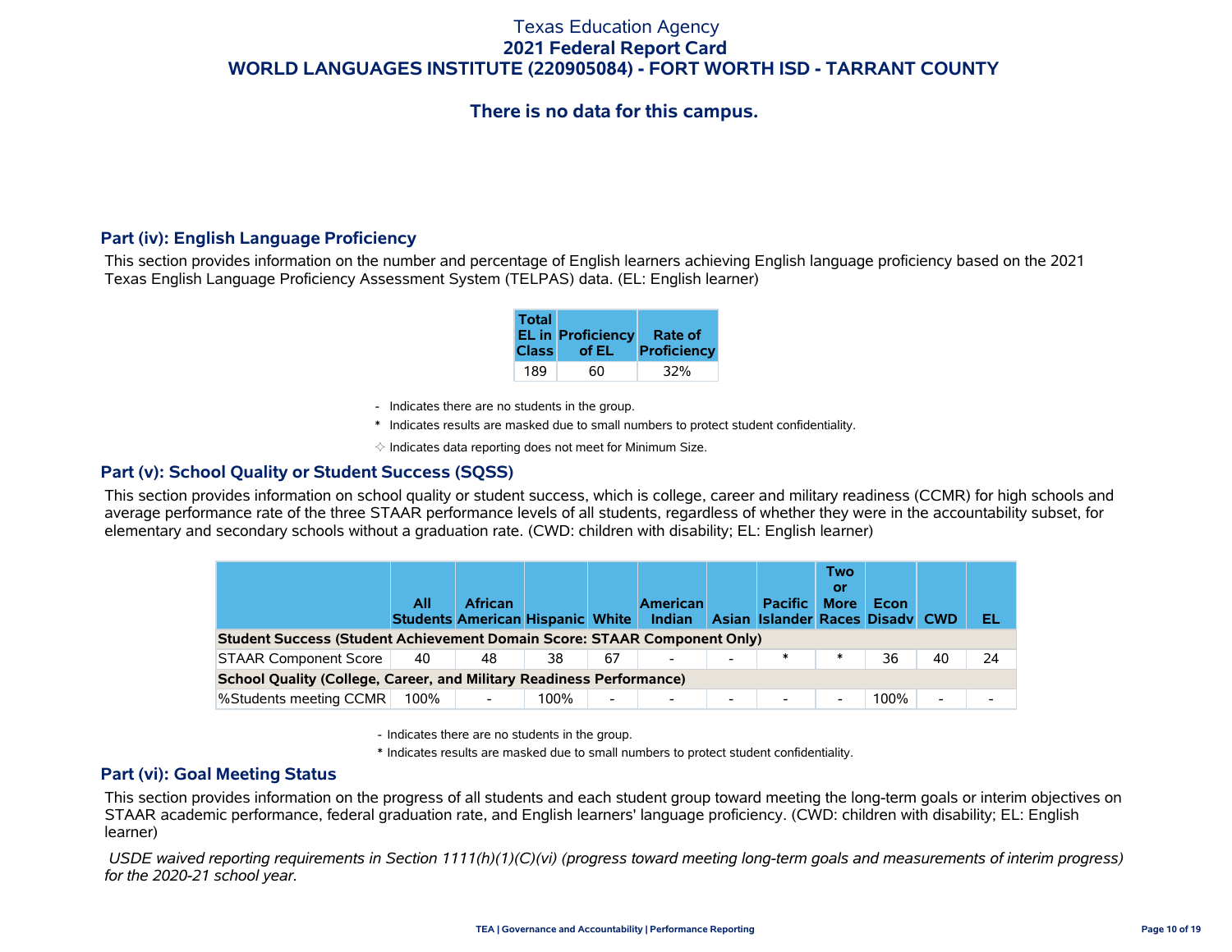# Texas Education Agency
## 2021 Federal Report Card
## WORLD LANGUAGES INSTITUTE (220905084) - FORT WORTH ISD - TARRANT COUNTY

### There is no data for this campus.

### Part (iv): English Language Proficiency

This section provides information on the number and percentage of English learners achieving English language proficiency based on the 2021 Texas English Language Proficiency Assessment System (TELPAS) data. (EL: English learner)

| Total EL in Class | Proficiency of EL | Rate of Proficiency |
|---|---|---|
| 189 | 60 | 32% |

- Indicates there are no students in the group.

* Indicates results are masked due to small numbers to protect student confidentiality.

✧ Indicates data reporting does not meet for Minimum Size.

### Part (v): School Quality or Student Success (SQSS)

This section provides information on school quality or student success, which is college, career and military readiness (CCMR) for high schools and average performance rate of the three STAAR performance levels of all students, regardless of whether they were in the accountability subset, for elementary and secondary schools without a graduation rate. (CWD: children with disability; EL: English learner)

| | All Students | African American | Hispanic | White | American Indian | Asian | Pacific Islander | Two or More Races | Econ Disadv | CWD | EL |
|---|---|---|---|---|---|---|---|---|---|---|---|
| **Student Success (Student Achievement Domain Score: STAAR Component Only)** | | | | | | | | | | | |
| STAAR Component Score | 40 | 48 | 38 | 67 | - | - | * | * | 36 | 40 | 24 |
| **School Quality (College, Career, and Military Readiness Performance)** | | | | | | | | | | | |
| %Students meeting CCMR | 100% | - | 100% | - | - | - | - | - | 100% | - | - |

- Indicates there are no students in the group.

* Indicates results are masked due to small numbers to protect student confidentiality.

### Part (vi): Goal Meeting Status

This section provides information on the progress of all students and each student group toward meeting the long-term goals or interim objectives on STAAR academic performance, federal graduation rate, and English learners' language proficiency. (CWD: children with disability; EL: English learner)

*USDE waived reporting requirements in Section 1111(h)(1)(C)(vi) (progress toward meeting long-term goals and measurements of interim progress) for the 2020-21 school year.*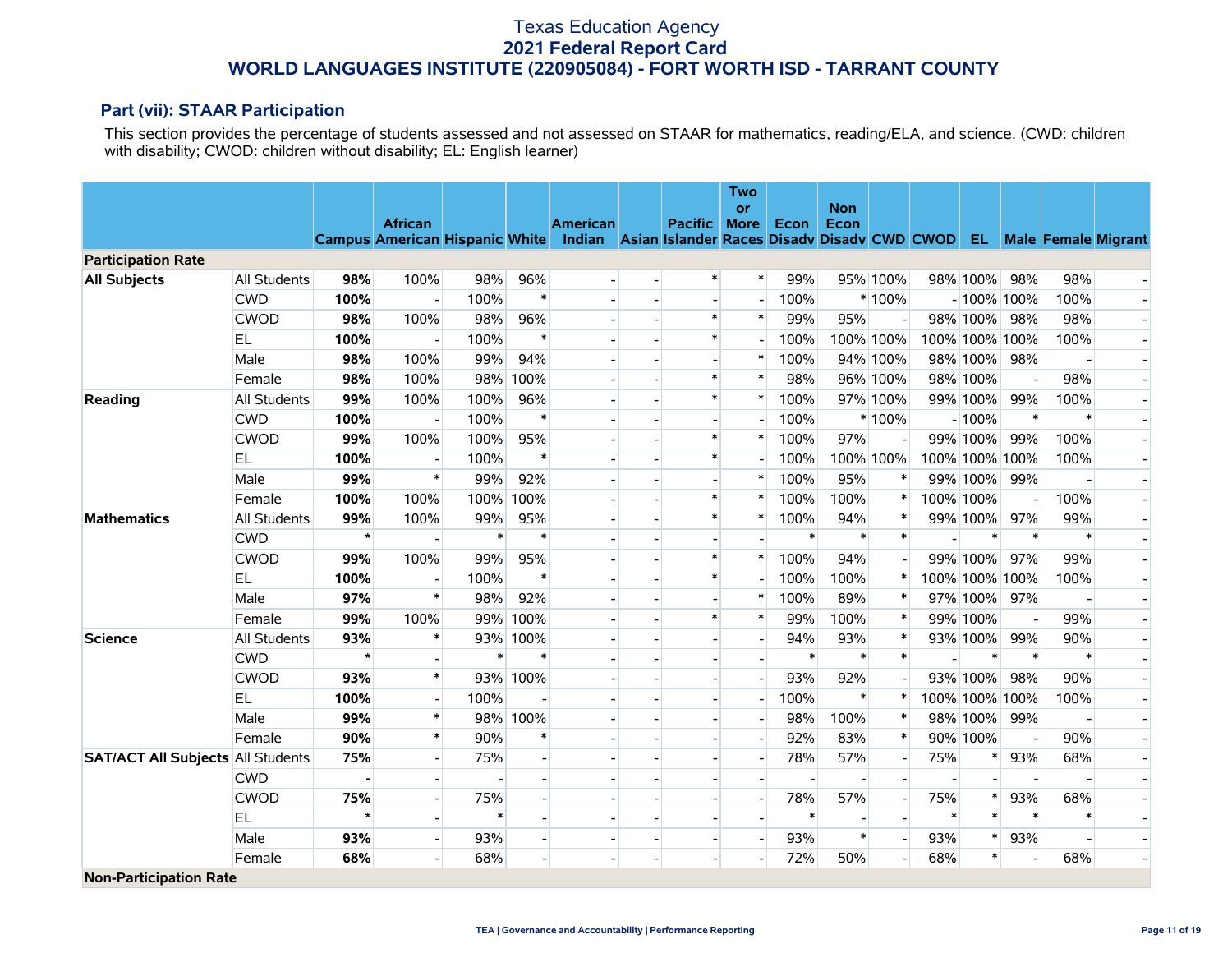# Texas Education Agency
## 2021 Federal Report Card
## WORLD LANGUAGES INSTITUTE (220905084) - FORT WORTH ISD - TARRANT COUNTY

### Part (vii): STAAR Participation

This section provides the percentage of students assessed and not assessed on STAAR for mathematics, reading/ELA, and science. (CWD: children with disability; CWOD: children without disability; EL: English learner)

| | | Campus | African American | Hispanic | White | American Indian | Asian | Pacific Islander | Two or More Races | Econ Disadv | Non Econ Disadv | CWD | CWOD | EL | Male | Female | Migrant |
|---|---|---|---|---|---|---|---|---|---|---|---|---|---|---|---|---|---|
| **Participation Rate** | | | | | | | | | | | | | | | | | |
| **All Subjects** | All Students | **98%** | 100% | 98% | 96% | - | - | * | * | 99% | 95% | 100% | 98% | 100% | 98% | 98% | - |
| | CWD | **100%** | - | 100% | * | - | - | - | - | 100% | * | 100% | - | 100% | 100% | 100% | - |
| | CWOD | **98%** | 100% | 98% | 96% | - | - | * | * | 99% | 95% | - | 98% | 100% | 98% | 98% | - |
| | EL | **100%** | - | 100% | * | - | - | * | - | 100% | 100% | 100% | 100% | 100% | 100% | 100% | - |
| | Male | **98%** | 100% | 99% | 94% | - | - | - | * | 100% | 94% | 100% | 98% | 100% | 98% | - | - |
| | Female | **98%** | 100% | 98% | 100% | - | - | * | * | 98% | 96% | 100% | 98% | 100% | - | 98% | - |
| **Reading** | All Students | **99%** | 100% | 100% | 96% | - | - | * | * | 100% | 97% | 100% | 99% | 100% | 99% | 100% | - |
| | CWD | **100%** | - | 100% | * | - | - | - | - | 100% | * | 100% | - | 100% | * | * | - |
| | CWOD | **99%** | 100% | 100% | 95% | - | - | * | * | 100% | 97% | - | 99% | 100% | 99% | 100% | - |
| | EL | **100%** | - | 100% | * | - | - | * | - | 100% | 100% | 100% | 100% | 100% | 100% | 100% | - |
| | Male | **99%** | * | 99% | 92% | - | - | - | * | 100% | 95% | * | 99% | 100% | 99% | - | - |
| | Female | **100%** | 100% | 100% | 100% | - | - | * | * | 100% | 100% | * | 100% | 100% | - | 100% | - |
| **Mathematics** | All Students | **99%** | 100% | 99% | 95% | - | - | * | * | 100% | 94% | * | 99% | 100% | 97% | 99% | - |
| | CWD | ***** | - | * | * | - | - | - | - | * | * | * | - | * | * | * | - |
| | CWOD | **99%** | 100% | 99% | 95% | - | - | * | * | 100% | 94% | - | 99% | 100% | 97% | 99% | - |
| | EL | **100%** | - | 100% | * | - | - | * | - | 100% | 100% | * | 100% | 100% | 100% | 100% | - |
| | Male | **97%** | * | 98% | 92% | - | - | - | * | 100% | 89% | * | 97% | 100% | 97% | - | - |
| | Female | **99%** | 100% | 99% | 100% | - | - | * | * | 99% | 100% | * | 99% | 100% | - | 99% | - |
| **Science** | All Students | **93%** | * | 93% | 100% | - | - | - | - | 94% | 93% | * | 93% | 100% | 99% | 90% | - |
| | CWD | ***** | - | * | * | - | - | - | - | * | * | * | - | * | * | * | - |
| | CWOD | **93%** | * | 93% | 100% | - | - | - | - | 93% | 92% | - | 93% | 100% | 98% | 90% | - |
| | EL | **100%** | - | 100% | - | - | - | - | - | 100% | * | * | 100% | 100% | 100% | 100% | - |
| | Male | **99%** | * | 98% | 100% | - | - | - | - | 98% | 100% | * | 98% | 100% | 99% | - | - |
| | Female | **90%** | * | 90% | * | - | - | - | - | 92% | 83% | * | 90% | 100% | - | 90% | - |
| **SAT/ACT All Subjects** | All Students | **75%** | - | 75% | - | - | - | - | - | 78% | 57% | - | 75% | * | 93% | 68% | - |
| | CWD | **-** | - | - | - | - | - | - | - | - | - | - | - | - | - | - | - |
| | CWOD | **75%** | - | 75% | - | - | - | - | - | 78% | 57% | - | 75% | * | 93% | 68% | - |
| | EL | ***** | - | * | - | - | - | - | - | * | - | - | * | * | * | * | - |
| | Male | **93%** | - | 93% | - | - | - | - | - | 93% | * | - | 93% | * | 93% | - | - |
| | Female | **68%** | - | 68% | - | - | - | - | - | 72% | 50% | - | 68% | * | - | 68% | - |
| **Non-Participation Rate** | | | | | | | | | | | | | | | | | |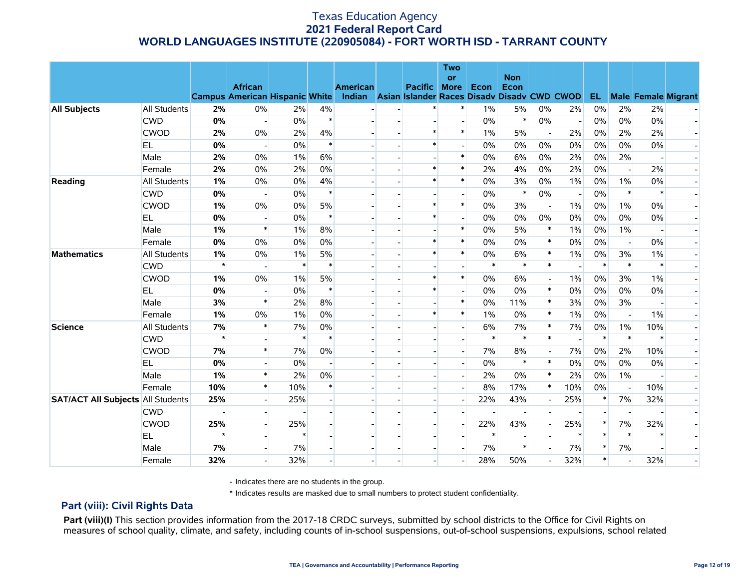# Texas Education Agency
## 2021 Federal Report Card
## WORLD LANGUAGES INSTITUTE (220905084) - FORT WORTH ISD - TARRANT COUNTY

| | | Campus | African American | Hispanic | White | American Indian | Asian | Pacific Islander | Two or More Races | Econ Disadv | Non Econ Disadv | CWD | CWOD | EL | Male | Female | Migrant |
|---|---|---|---|---|---|---|---|---|---|---|---|---|---|---|---|---|---|
| **All Subjects** | All Students | **2%** | 0% | 2% | 4% | - | - | * | * | 1% | 5% | 0% | 2% | 0% | 2% | 2% | - |
| | CWD | **0%** | - | 0% | * | - | - | - | - | 0% | * | 0% | - | 0% | 0% | 0% | - |
| | CWOD | **2%** | 0% | 2% | 4% | - | - | * | * | 1% | 5% | - | 2% | 0% | 2% | 2% | - |
| | EL | **0%** | - | 0% | * | - | - | * | - | 0% | 0% | 0% | 0% | 0% | 0% | 0% | - |
| | Male | **2%** | 0% | 1% | 6% | - | - | - | * | 0% | 6% | 0% | 2% | 0% | 2% | - | - |
| | Female | **2%** | 0% | 2% | 0% | - | - | * | * | 2% | 4% | 0% | 2% | 0% | - | 2% | - |
| **Reading** | All Students | **1%** | 0% | 0% | 4% | - | - | * | * | 0% | 3% | 0% | 1% | 0% | 1% | 0% | - |
| | CWD | **0%** | - | 0% | * | - | - | - | - | 0% | * | 0% | - | 0% | * | * | - |
| | CWOD | **1%** | 0% | 0% | 5% | - | - | * | * | 0% | 3% | - | 1% | 0% | 1% | 0% | - |
| | EL | **0%** | - | 0% | * | - | - | * | - | 0% | 0% | 0% | 0% | 0% | 0% | 0% | - |
| | Male | **1%** | * | 1% | 8% | - | - | - | * | 0% | 5% | * | 1% | 0% | 1% | - | - |
| | Female | **0%** | 0% | 0% | 0% | - | - | * | * | 0% | 0% | * | 0% | 0% | - | 0% | - |
| **Mathematics** | All Students | **1%** | 0% | 1% | 5% | - | - | * | * | 0% | 6% | * | 1% | 0% | 3% | 1% | - |
| | CWD | * | - | * | * | - | - | - | - | * | * | * | - | * | * | * | - |
| | CWOD | **1%** | 0% | 1% | 5% | - | - | * | * | 0% | 6% | - | 1% | 0% | 3% | 1% | - |
| | EL | **0%** | - | 0% | * | - | - | * | - | 0% | 0% | * | 0% | 0% | 0% | 0% | - |
| | Male | **3%** | * | 2% | 8% | - | - | - | * | 0% | 11% | * | 3% | 0% | 3% | - | - |
| | Female | **1%** | 0% | 1% | 0% | - | - | * | * | 1% | 0% | * | 1% | 0% | - | 1% | - |
| **Science** | All Students | **7%** | * | 7% | 0% | - | - | - | - | 6% | 7% | * | 7% | 0% | 1% | 10% | - |
| | CWD | * | - | * | * | - | - | - | - | * | * | * | - | * | * | * | - |
| | CWOD | **7%** | * | 7% | 0% | - | - | - | - | 7% | 8% | - | 7% | 0% | 2% | 10% | - |
| | EL | **0%** | - | 0% | - | - | - | - | - | 0% | * | * | 0% | 0% | 0% | 0% | - |
| | Male | **1%** | * | 2% | 0% | - | - | - | - | 2% | 0% | * | 2% | 0% | 1% | - | - |
| | Female | **10%** | * | 10% | * | - | - | - | - | 8% | 17% | * | 10% | 0% | - | 10% | - |
| **SAT/ACT All Subjects** | All Students | **25%** | - | 25% | - | - | - | - | - | 22% | 43% | - | 25% | * | 7% | 32% | - |
| | CWD | **-** | - | - | - | - | - | - | - | - | - | - | - | - | - | - | - |
| | CWOD | **25%** | - | 25% | - | - | - | - | - | 22% | 43% | - | 25% | * | 7% | 32% | - |
| | EL | * | - | * | - | - | - | - | - | * | - | - | * | * | * | * | - |
| | Male | **7%** | - | 7% | - | - | - | - | - | 7% | * | - | 7% | * | 7% | - | - |
| | Female | **32%** | - | 32% | - | - | - | - | - | 28% | 50% | - | 32% | * | - | 32% | - |

- Indicates there are no students in the group.

* Indicates results are masked due to small numbers to protect student confidentiality.

### Part (viii): Civil Rights Data

**Part (viii)(I)** This section provides information from the 2017-18 CRDC surveys, submitted by school districts to the Office for Civil Rights on measures of school quality, climate, and safety, including counts of in-school suspensions, out-of-school suspensions, expulsions, school related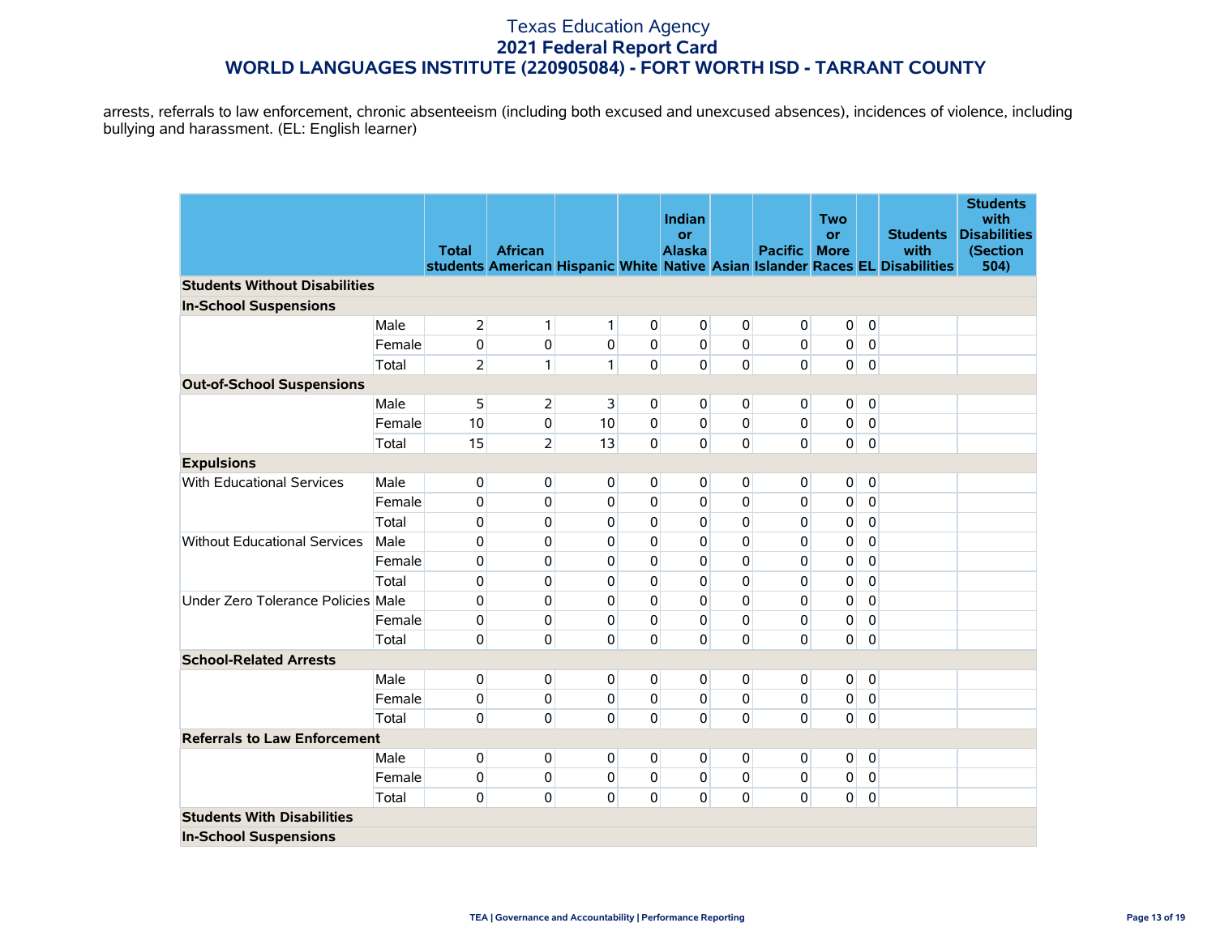arrests, referrals to law enforcement, chronic absenteeism (including both excused and unexcused absences), incidences of violence, including bullying and harassment. (EL: English learner)

| | | Total students | African American | Hispanic | White | Indian or Alaska Native | Asian | Pacific Islander | Two or More Races | EL | Students with Disabilities | Students with Disabilities (Section 504) |
|---|---|---|---|---|---|---|---|---|---|---|---|---|
| **Students Without Disabilities** | | | | | | | | | | | | |
| **In-School Suspensions** | | | | | | | | | | | | |
| | Male | 2 | 1 | 1 | 0 | 0 | 0 | 0 | 0 | 0 | | |
| | Female | 0 | 0 | 0 | 0 | 0 | 0 | 0 | 0 | 0 | | |
| | Total | 2 | 1 | 1 | 0 | 0 | 0 | 0 | 0 | 0 | | |
| **Out-of-School Suspensions** | | | | | | | | | | | | |
| | Male | 5 | 2 | 3 | 0 | 0 | 0 | 0 | 0 | 0 | | |
| | Female | 10 | 0 | 10 | 0 | 0 | 0 | 0 | 0 | 0 | | |
| | Total | 15 | 2 | 13 | 0 | 0 | 0 | 0 | 0 | 0 | | |
| **Expulsions** | | | | | | | | | | | | |
| With Educational Services | Male | 0 | 0 | 0 | 0 | 0 | 0 | 0 | 0 | 0 | | |
| | Female | 0 | 0 | 0 | 0 | 0 | 0 | 0 | 0 | 0 | | |
| | Total | 0 | 0 | 0 | 0 | 0 | 0 | 0 | 0 | 0 | | |
| Without Educational Services | Male | 0 | 0 | 0 | 0 | 0 | 0 | 0 | 0 | 0 | | |
| | Female | 0 | 0 | 0 | 0 | 0 | 0 | 0 | 0 | 0 | | |
| | Total | 0 | 0 | 0 | 0 | 0 | 0 | 0 | 0 | 0 | | |
| Under Zero Tolerance Policies | Male | 0 | 0 | 0 | 0 | 0 | 0 | 0 | 0 | 0 | | |
| | Female | 0 | 0 | 0 | 0 | 0 | 0 | 0 | 0 | 0 | | |
| | Total | 0 | 0 | 0 | 0 | 0 | 0 | 0 | 0 | 0 | | |
| **School-Related Arrests** | | | | | | | | | | | | |
| | Male | 0 | 0 | 0 | 0 | 0 | 0 | 0 | 0 | 0 | | |
| | Female | 0 | 0 | 0 | 0 | 0 | 0 | 0 | 0 | 0 | | |
| | Total | 0 | 0 | 0 | 0 | 0 | 0 | 0 | 0 | 0 | | |
| **Referrals to Law Enforcement** | | | | | | | | | | | | |
| | Male | 0 | 0 | 0 | 0 | 0 | 0 | 0 | 0 | 0 | | |
| | Female | 0 | 0 | 0 | 0 | 0 | 0 | 0 | 0 | 0 | | |
| | Total | 0 | 0 | 0 | 0 | 0 | 0 | 0 | 0 | 0 | | |
| **Students With Disabilities** | | | | | | | | | | | | |
| **In-School Suspensions** | | | | | | | | | | | | |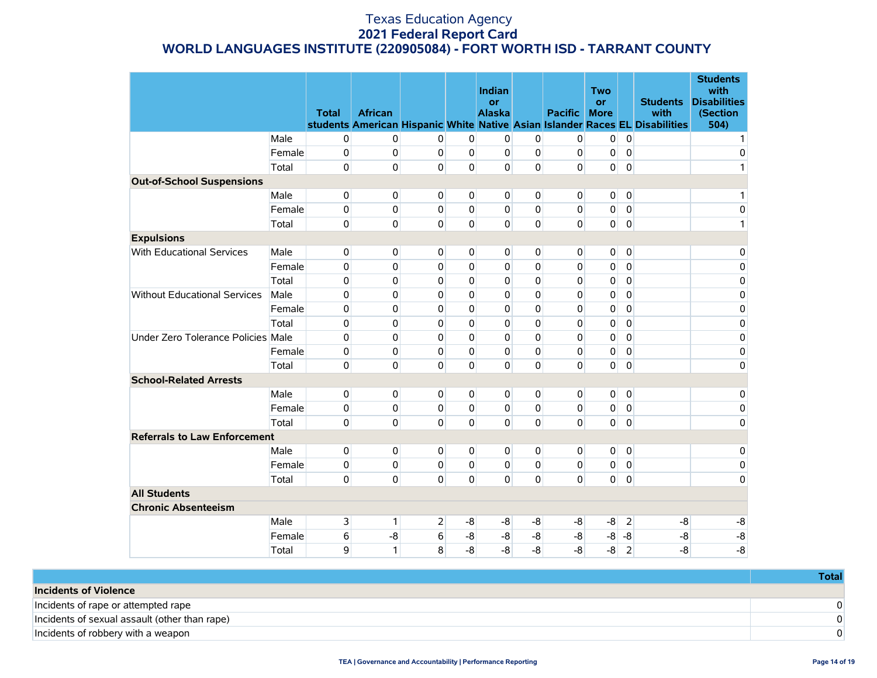# Texas Education Agency
## 2021 Federal Report Card
## WORLD LANGUAGES INSTITUTE (220905084) - FORT WORTH ISD - TARRANT COUNTY

| | | Total students | African American | Hispanic | White | Indian or Alaska Native | Asian | Pacific Islander | Two or More Races | EL | Students with Disabilities | Students with Disabilities (Section 504) |
|---|---|---|---|---|---|---|---|---|---|---|---|---|
| | Male | 0 | 0 | 0 | 0 | 0 | 0 | 0 | 0 | 0 | | 1 |
| | Female | 0 | 0 | 0 | 0 | 0 | 0 | 0 | 0 | 0 | | 0 |
| | Total | 0 | 0 | 0 | 0 | 0 | 0 | 0 | 0 | 0 | | 1 |
| **Out-of-School Suspensions** | | | | | | | | | | | | |
| | Male | 0 | 0 | 0 | 0 | 0 | 0 | 0 | 0 | 0 | | 1 |
| | Female | 0 | 0 | 0 | 0 | 0 | 0 | 0 | 0 | 0 | | 0 |
| | Total | 0 | 0 | 0 | 0 | 0 | 0 | 0 | 0 | 0 | | 1 |
| **Expulsions** | | | | | | | | | | | | |
| With Educational Services | Male | 0 | 0 | 0 | 0 | 0 | 0 | 0 | 0 | 0 | | 0 |
| | Female | 0 | 0 | 0 | 0 | 0 | 0 | 0 | 0 | 0 | | 0 |
| | Total | 0 | 0 | 0 | 0 | 0 | 0 | 0 | 0 | 0 | | 0 |
| Without Educational Services | Male | 0 | 0 | 0 | 0 | 0 | 0 | 0 | 0 | 0 | | 0 |
| | Female | 0 | 0 | 0 | 0 | 0 | 0 | 0 | 0 | 0 | | 0 |
| | Total | 0 | 0 | 0 | 0 | 0 | 0 | 0 | 0 | 0 | | 0 |
| Under Zero Tolerance Policies | Male | 0 | 0 | 0 | 0 | 0 | 0 | 0 | 0 | 0 | | 0 |
| | Female | 0 | 0 | 0 | 0 | 0 | 0 | 0 | 0 | 0 | | 0 |
| | Total | 0 | 0 | 0 | 0 | 0 | 0 | 0 | 0 | 0 | | 0 |
| **School-Related Arrests** | | | | | | | | | | | | |
| | Male | 0 | 0 | 0 | 0 | 0 | 0 | 0 | 0 | 0 | | 0 |
| | Female | 0 | 0 | 0 | 0 | 0 | 0 | 0 | 0 | 0 | | 0 |
| | Total | 0 | 0 | 0 | 0 | 0 | 0 | 0 | 0 | 0 | | 0 |
| **Referrals to Law Enforcement** | | | | | | | | | | | | |
| | Male | 0 | 0 | 0 | 0 | 0 | 0 | 0 | 0 | 0 | | 0 |
| | Female | 0 | 0 | 0 | 0 | 0 | 0 | 0 | 0 | 0 | | 0 |
| | Total | 0 | 0 | 0 | 0 | 0 | 0 | 0 | 0 | 0 | | 0 |
| **All Students** | | | | | | | | | | | | |
| **Chronic Absenteeism** | | | | | | | | | | | | |
| | Male | 3 | 1 | 2 | -8 | -8 | -8 | -8 | -8 | 2 | -8 | -8 |
| | Female | 6 | -8 | 6 | -8 | -8 | -8 | -8 | -8 | -8 | -8 | -8 |
| | Total | 9 | 1 | 8 | -8 | -8 | -8 | -8 | -8 | 2 | -8 | -8 |

| | Total |
|---|---|
| **Incidents of Violence** | |
| Incidents of rape or attempted rape | 0 |
| Incidents of sexual assault (other than rape) | 0 |
| Incidents of robbery with a weapon | 0 |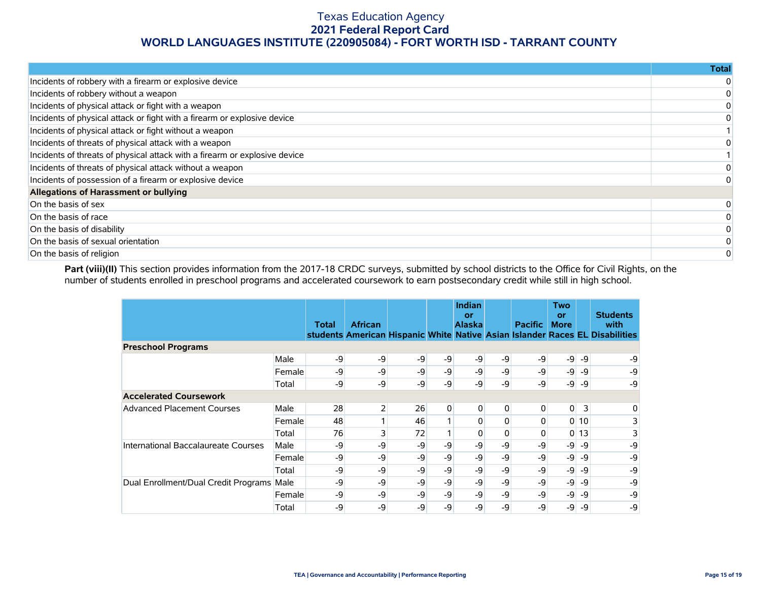# Texas Education Agency
## 2021 Federal Report Card
## WORLD LANGUAGES INSTITUTE (220905084) - FORT WORTH ISD - TARRANT COUNTY

| | Total |
|---|---|
| Incidents of robbery with a firearm or explosive device | 0 |
| Incidents of robbery without a weapon | 0 |
| Incidents of physical attack or fight with a weapon | 0 |
| Incidents of physical attack or fight with a firearm or explosive device | 0 |
| Incidents of physical attack or fight without a weapon | 1 |
| Incidents of threats of physical attack with a weapon | 0 |
| Incidents of threats of physical attack with a firearm or explosive device | 1 |
| Incidents of threats of physical attack without a weapon | 0 |
| Incidents of possession of a firearm or explosive device | 0 |
| **Allegations of Harassment or bullying** | |
| On the basis of sex | 0 |
| On the basis of race | 0 |
| On the basis of disability | 0 |
| On the basis of sexual orientation | 0 |
| On the basis of religion | 0 |

**Part (viii)(II)** This section provides information from the 2017-18 CRDC surveys, submitted by school districts to the Office for Civil Rights, on the number of students enrolled in preschool programs and accelerated coursework to earn postsecondary credit while still in high school.

| | | Total students | African American | Hispanic | White | Indian or Alaska Native | Asian | Pacific Islander | Two or More Races | EL | Students with Disabilities |
|---|---|---|---|---|---|---|---|---|---|---|---|
| **Preschool Programs** | | | | | | | | | | | |
| | Male | -9 | -9 | -9 | -9 | -9 | -9 | -9 | -9 | -9 | -9 |
| | Female | -9 | -9 | -9 | -9 | -9 | -9 | -9 | -9 | -9 | -9 |
| | Total | -9 | -9 | -9 | -9 | -9 | -9 | -9 | -9 | -9 | -9 |
| **Accelerated Coursework** | | | | | | | | | | | |
| Advanced Placement Courses | Male | 28 | 2 | 26 | 0 | 0 | 0 | 0 | 0 | 3 | 0 |
| | Female | 48 | 1 | 46 | 1 | 0 | 0 | 0 | 0 | 10 | 3 |
| | Total | 76 | 3 | 72 | 1 | 0 | 0 | 0 | 0 | 13 | 3 |
| International Baccalaureate Courses | Male | -9 | -9 | -9 | -9 | -9 | -9 | -9 | -9 | -9 | -9 |
| | Female | -9 | -9 | -9 | -9 | -9 | -9 | -9 | -9 | -9 | -9 |
| | Total | -9 | -9 | -9 | -9 | -9 | -9 | -9 | -9 | -9 | -9 |
| Dual Enrollment/Dual Credit Programs | Male | -9 | -9 | -9 | -9 | -9 | -9 | -9 | -9 | -9 | -9 |
| | Female | -9 | -9 | -9 | -9 | -9 | -9 | -9 | -9 | -9 | -9 |
| | Total | -9 | -9 | -9 | -9 | -9 | -9 | -9 | -9 | -9 | -9 |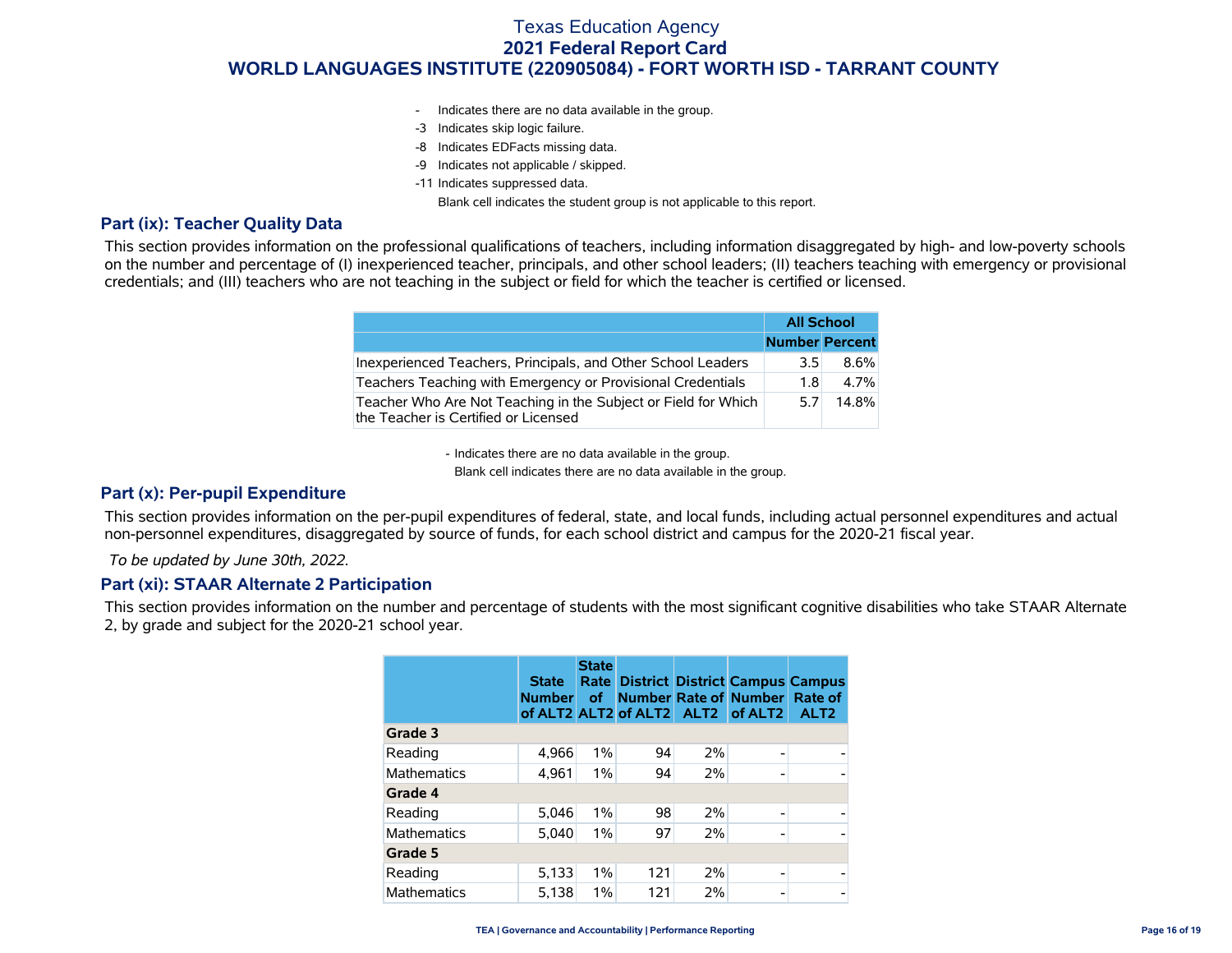# Texas Education Agency
## 2021 Federal Report Card
## WORLD LANGUAGES INSTITUTE (220905084) - FORT WORTH ISD - TARRANT COUNTY

- \- Indicates there are no data available in the group.
- -3 Indicates skip logic failure.
- -8 Indicates EDFacts missing data.
- -9 Indicates not applicable / skipped.
- -11 Indicates suppressed data.

Blank cell indicates the student group is not applicable to this report.

### Part (ix): Teacher Quality Data

This section provides information on the professional qualifications of teachers, including information disaggregated by high- and low-poverty schools on the number and percentage of (I) inexperienced teacher, principals, and other school leaders; (II) teachers teaching with emergency or provisional credentials; and (III) teachers who are not teaching in the subject or field for which the teacher is certified or licensed.

| | All School | |
|---|---|---|
| | Number | Percent |
| Inexperienced Teachers, Principals, and Other School Leaders | 3.5 | 8.6% |
| Teachers Teaching with Emergency or Provisional Credentials | 1.8 | 4.7% |
| Teacher Who Are Not Teaching in the Subject or Field for Which the Teacher is Certified or Licensed | 5.7 | 14.8% |

- Indicates there are no data available in the group.

Blank cell indicates there are no data available in the group.

### Part (x): Per-pupil Expenditure

This section provides information on the per-pupil expenditures of federal, state, and local funds, including actual personnel expenditures and actual non-personnel expenditures, disaggregated by source of funds, for each school district and campus for the 2020-21 fiscal year.

*To be updated by June 30th, 2022.*

### Part (xi): STAAR Alternate 2 Participation

This section provides information on the number and percentage of students with the most significant cognitive disabilities who take STAAR Alternate 2, by grade and subject for the 2020-21 school year.

| | State Number of ALT2 | State Rate of ALT2 | District Number of ALT2 | District Rate of ALT2 | Campus Number of ALT2 | Campus Rate of ALT2 |
|---|---|---|---|---|---|---|
| **Grade 3** | | | | | | |
| Reading | 4,966 | 1% | 94 | 2% | - | - |
| Mathematics | 4,961 | 1% | 94 | 2% | - | - |
| **Grade 4** | | | | | | |
| Reading | 5,046 | 1% | 98 | 2% | - | - |
| Mathematics | 5,040 | 1% | 97 | 2% | - | - |
| **Grade 5** | | | | | | |
| Reading | 5,133 | 1% | 121 | 2% | - | - |
| Mathematics | 5,138 | 1% | 121 | 2% | - | - |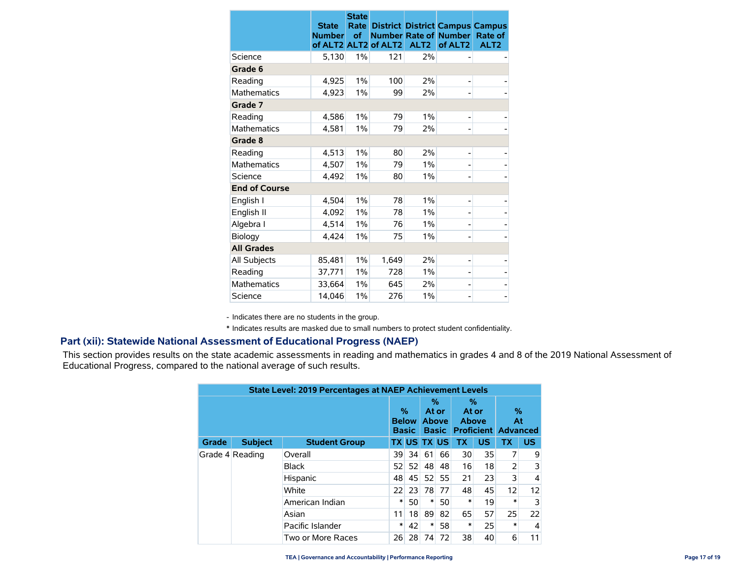| | State Number of ALT2 | State Rate of ALT2 | District Number of ALT2 | District Rate of ALT2 | Campus Number of ALT2 | Campus Rate of ALT2 |
|---|---|---|---|---|---|---|
| Science | 5,130 | 1% | 121 | 2% | - | - |
| **Grade 6** | | | | | | |
| Reading | 4,925 | 1% | 100 | 2% | - | - |
| Mathematics | 4,923 | 1% | 99 | 2% | - | - |
| **Grade 7** | | | | | | |
| Reading | 4,586 | 1% | 79 | 1% | - | - |
| Mathematics | 4,581 | 1% | 79 | 2% | - | - |
| **Grade 8** | | | | | | |
| Reading | 4,513 | 1% | 80 | 2% | - | - |
| Mathematics | 4,507 | 1% | 79 | 1% | - | - |
| Science | 4,492 | 1% | 80 | 1% | - | - |
| **End of Course** | | | | | | |
| English I | 4,504 | 1% | 78 | 1% | - | - |
| English II | 4,092 | 1% | 78 | 1% | - | - |
| Algebra I | 4,514 | 1% | 76 | 1% | - | - |
| Biology | 4,424 | 1% | 75 | 1% | - | - |
| **All Grades** | | | | | | |
| All Subjects | 85,481 | 1% | 1,649 | 2% | - | - |
| Reading | 37,771 | 1% | 728 | 1% | - | - |
| Mathematics | 33,664 | 1% | 645 | 2% | - | - |
| Science | 14,046 | 1% | 276 | 1% | - | - |

- Indicates there are no students in the group.

* Indicates results are masked due to small numbers to protect student confidentiality.

## Part (xii): Statewide National Assessment of Educational Progress (NAEP)

This section provides results on the state academic assessments in reading and mathematics in grades 4 and 8 of the 2019 National Assessment of Educational Progress, compared to the national average of such results.

| State Level: 2019 Percentages at NAEP Achievement Levels | | | | | | | | | | |
|---|---|---|---|---|---|---|---|---|---|---|
| | | | % Below Basic | | % At or Above Basic | | % At or Above Proficient | | % At Advanced | |
| Grade | Subject | Student Group | TX | US | TX | US | TX | US | TX | US |
| Grade 4 | Reading | Overall | 39 | 34 | 61 | 66 | 30 | 35 | 7 | 9 |
| | | Black | 52 | 52 | 48 | 48 | 16 | 18 | 2 | 3 |
| | | Hispanic | 48 | 45 | 52 | 55 | 21 | 23 | 3 | 4 |
| | | White | 22 | 23 | 78 | 77 | 48 | 45 | 12 | 12 |
| | | American Indian | * | 50 | * | 50 | * | 19 | * | 3 |
| | | Asian | 11 | 18 | 89 | 82 | 65 | 57 | 25 | 22 |
| | | Pacific Islander | * | 42 | * | 58 | * | 25 | * | 4 |
| | | Two or More Races | 26 | 28 | 74 | 72 | 38 | 40 | 6 | 11 |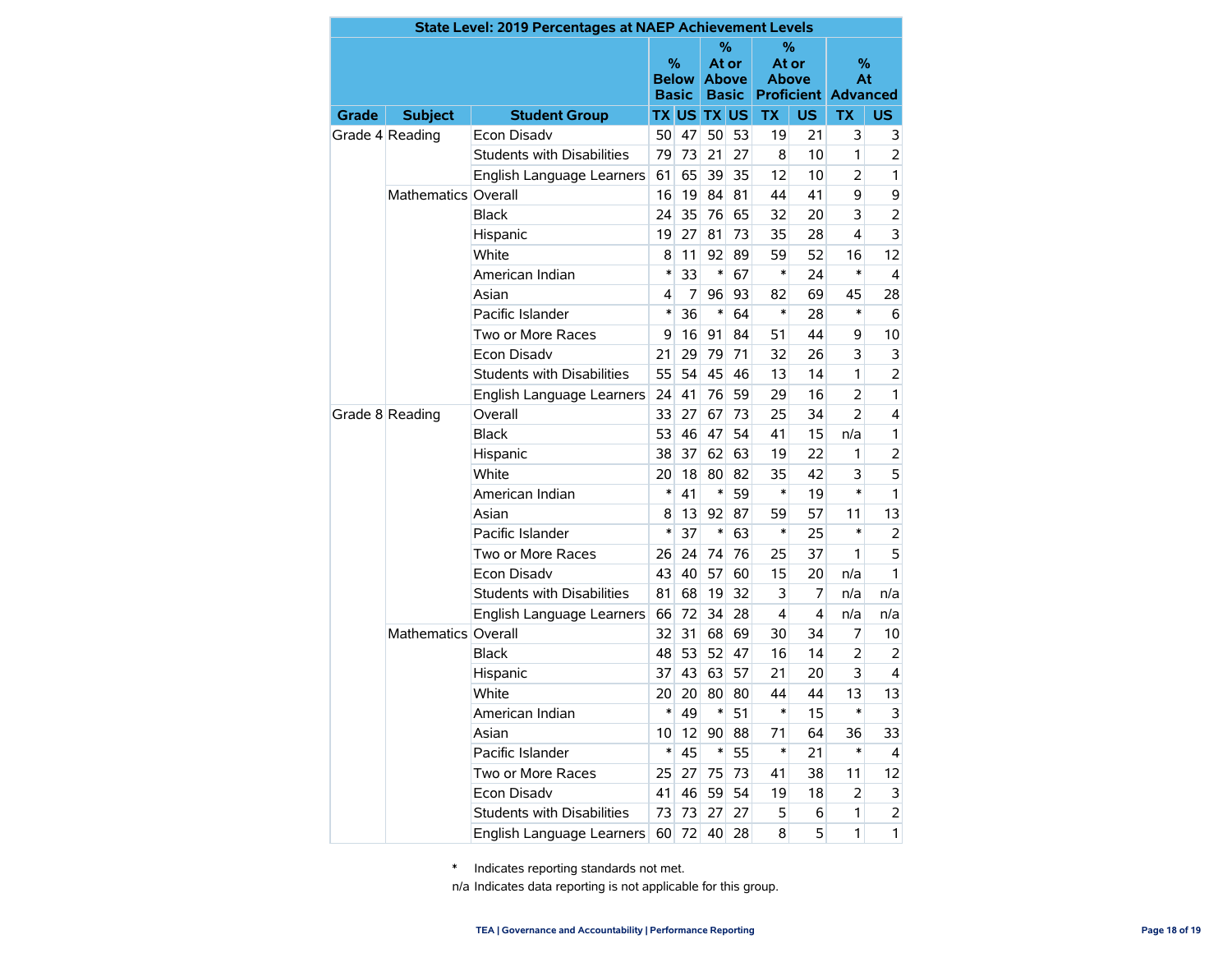| State Level: 2019 Percentages at NAEP Achievement Levels | | | | | | | | | | | |
|---|---|---|---|---|---|---|---|---|---|---|---|
| | | | % Below Basic | | % At or Above Basic | | % At or Above Proficient | | % At Advanced | |
| Grade | Subject | Student Group | TX | US | TX | US | TX | US | TX | US |
| Grade 4 | Reading | Econ Disadv | 50 | 47 | 50 | 53 | 19 | 21 | 3 | 3 |
| | | Students with Disabilities | 79 | 73 | 21 | 27 | 8 | 10 | 1 | 2 |
| | | English Language Learners | 61 | 65 | 39 | 35 | 12 | 10 | 2 | 1 |
| | Mathematics | Overall | 16 | 19 | 84 | 81 | 44 | 41 | 9 | 9 |
| | | Black | 24 | 35 | 76 | 65 | 32 | 20 | 3 | 2 |
| | | Hispanic | 19 | 27 | 81 | 73 | 35 | 28 | 4 | 3 |
| | | White | 8 | 11 | 92 | 89 | 59 | 52 | 16 | 12 |
| | | American Indian | * | 33 | * | 67 | * | 24 | * | 4 |
| | | Asian | 4 | 7 | 96 | 93 | 82 | 69 | 45 | 28 |
| | | Pacific Islander | * | 36 | * | 64 | * | 28 | * | 6 |
| | | Two or More Races | 9 | 16 | 91 | 84 | 51 | 44 | 9 | 10 |
| | | Econ Disadv | 21 | 29 | 79 | 71 | 32 | 26 | 3 | 3 |
| | | Students with Disabilities | 55 | 54 | 45 | 46 | 13 | 14 | 1 | 2 |
| | | English Language Learners | 24 | 41 | 76 | 59 | 29 | 16 | 2 | 1 |
| Grade 8 | Reading | Overall | 33 | 27 | 67 | 73 | 25 | 34 | 2 | 4 |
| | | Black | 53 | 46 | 47 | 54 | 41 | 15 | n/a | 1 |
| | | Hispanic | 38 | 37 | 62 | 63 | 19 | 22 | 1 | 2 |
| | | White | 20 | 18 | 80 | 82 | 35 | 42 | 3 | 5 |
| | | American Indian | * | 41 | * | 59 | * | 19 | * | 1 |
| | | Asian | 8 | 13 | 92 | 87 | 59 | 57 | 11 | 13 |
| | | Pacific Islander | * | 37 | * | 63 | * | 25 | * | 2 |
| | | Two or More Races | 26 | 24 | 74 | 76 | 25 | 37 | 1 | 5 |
| | | Econ Disadv | 43 | 40 | 57 | 60 | 15 | 20 | n/a | 1 |
| | | Students with Disabilities | 81 | 68 | 19 | 32 | 3 | 7 | n/a | n/a |
| | | English Language Learners | 66 | 72 | 34 | 28 | 4 | 4 | n/a | n/a |
| | Mathematics | Overall | 32 | 31 | 68 | 69 | 30 | 34 | 7 | 10 |
| | | Black | 48 | 53 | 52 | 47 | 16 | 14 | 2 | 2 |
| | | Hispanic | 37 | 43 | 63 | 57 | 21 | 20 | 3 | 4 |
| | | White | 20 | 20 | 80 | 80 | 44 | 44 | 13 | 13 |
| | | American Indian | * | 49 | * | 51 | * | 15 | * | 3 |
| | | Asian | 10 | 12 | 90 | 88 | 71 | 64 | 36 | 33 |
| | | Pacific Islander | * | 45 | * | 55 | * | 21 | * | 4 |
| | | Two or More Races | 25 | 27 | 75 | 73 | 41 | 38 | 11 | 12 |
| | | Econ Disadv | 41 | 46 | 59 | 54 | 19 | 18 | 2 | 3 |
| | | Students with Disabilities | 73 | 73 | 27 | 27 | 5 | 6 | 1 | 2 |
| | | English Language Learners | 60 | 72 | 40 | 28 | 8 | 5 | 1 | 1 |

* Indicates reporting standards not met.

n/a Indicates data reporting is not applicable for this group.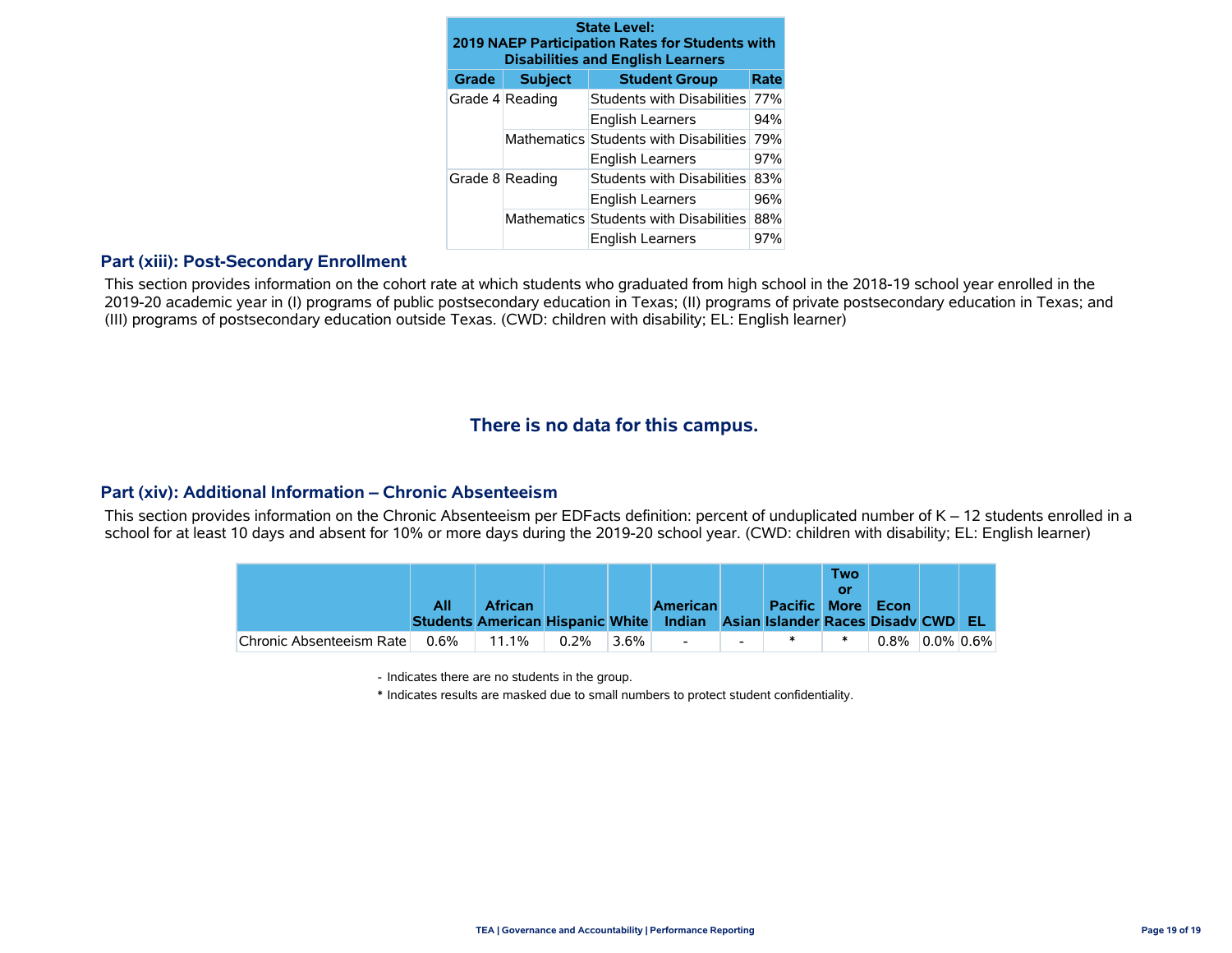| State Level: 2019 NAEP Participation Rates for Students with Disabilities and English Learners | | | |
|---|---|---|---|
| **Grade** | **Subject** | **Student Group** | **Rate** |
| Grade 4 | Reading | Students with Disabilities | 77% |
| | | English Learners | 94% |
| | Mathematics | Students with Disabilities | 79% |
| | | English Learners | 97% |
| Grade 8 | Reading | Students with Disabilities | 83% |
| | | English Learners | 96% |
| | Mathematics | Students with Disabilities | 88% |
| | | English Learners | 97% |

## Part (xiii): Post-Secondary Enrollment

This section provides information on the cohort rate at which students who graduated from high school in the 2018-19 school year enrolled in the 2019-20 academic year in (I) programs of public postsecondary education in Texas; (II) programs of private postsecondary education in Texas; and (III) programs of postsecondary education outside Texas. (CWD: children with disability; EL: English learner)

### There is no data for this campus.

## Part (xiv): Additional Information – Chronic Absenteeism

This section provides information on the Chronic Absenteeism per EDFacts definition: percent of unduplicated number of K – 12 students enrolled in a school for at least 10 days and absent for 10% or more days during the 2019-20 school year. (CWD: children with disability; EL: English learner)

| | All Students | African American | Hispanic | White | American Indian | Asian | Pacific Islander | Two or More Races | Econ Disadv | CWD | EL |
|---|---|---|---|---|---|---|---|---|---|---|---|
| Chronic Absenteeism Rate | 0.6% | 11.1% | 0.2% | 3.6% | - | - | * | * | 0.8% | 0.0% | 0.6% |

- Indicates there are no students in the group.

* Indicates results are masked due to small numbers to protect student confidentiality.